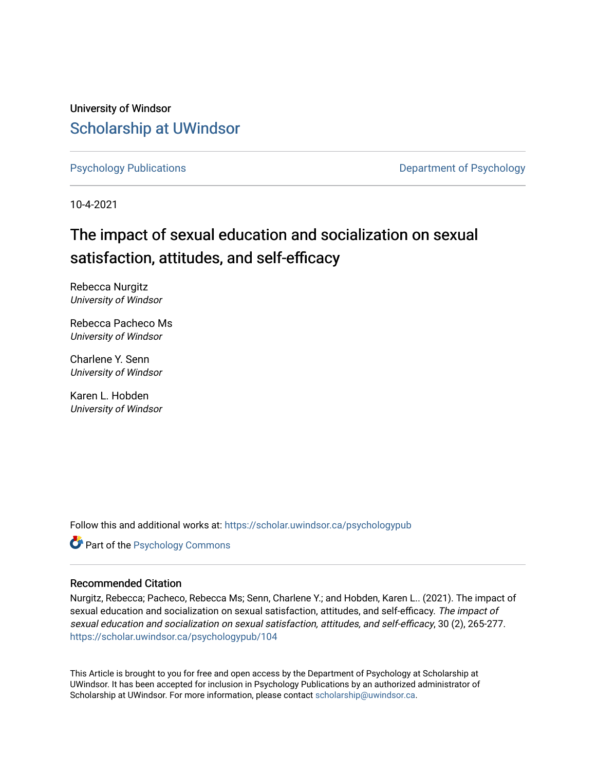University of Windsor

# Scholarship at UWindsor

Psychology Publications

Department of Psychology

10-4-2021

## The impact of sexual education and socialization on sexual satisfaction, attitudes, and self-efficacy

Rebecca Nurgitz
*University of Windsor*

Rebecca Pacheco Ms
*University of Windsor*

Charlene Y. Senn
*University of Windsor*

Karen L. Hobden
*University of Windsor*

Follow this and additional works at: https://scholar.uwindsor.ca/psychologypub

Part of the Psychology Commons

### Recommended Citation

Nurgitz, Rebecca; Pacheco, Rebecca Ms; Senn, Charlene Y.; and Hobden, Karen L.. (2021). The impact of sexual education and socialization on sexual satisfaction, attitudes, and self-efficacy. *The impact of sexual education and socialization on sexual satisfaction, attitudes, and self-efficacy*, 30 (2), 265-277.
https://scholar.uwindsor.ca/psychologypub/104

This Article is brought to you for free and open access by the Department of Psychology at Scholarship at UWindsor. It has been accepted for inclusion in Psychology Publications by an authorized administrator of Scholarship at UWindsor. For more information, please contact scholarship@uwindsor.ca.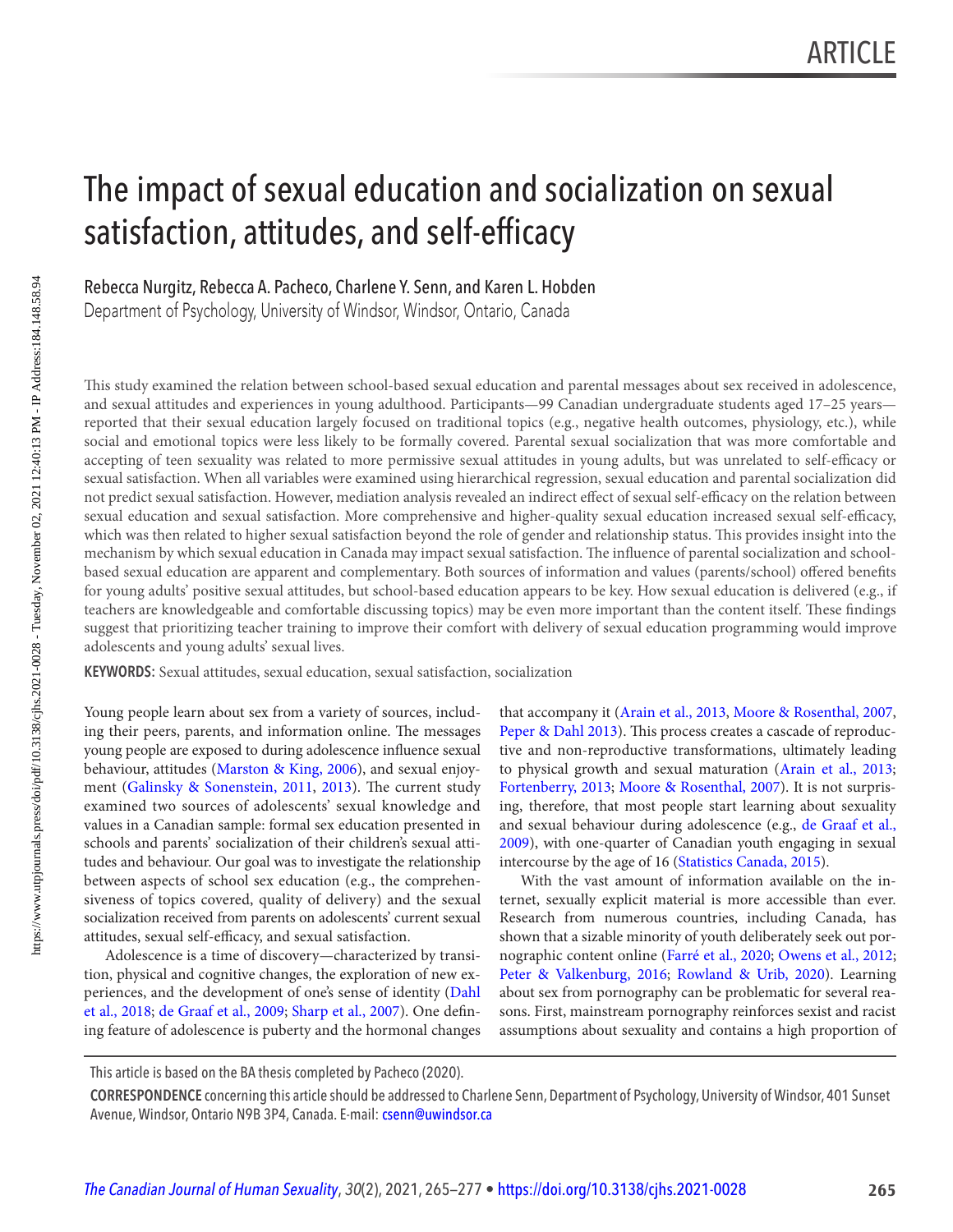ARTICLE

# The impact of sexual education and socialization on sexual satisfaction, attitudes, and self-efficacy

Rebecca Nurgitz, Rebecca A. Pacheco, Charlene Y. Senn, and Karen L. Hobden

Department of Psychology, University of Windsor, Windsor, Ontario, Canada

This study examined the relation between school-based sexual education and parental messages about sex received in adolescence, and sexual attitudes and experiences in young adulthood. Participants—99 Canadian undergraduate students aged 17–25 years—reported that their sexual education largely focused on traditional topics (e.g., negative health outcomes, physiology, etc.), while social and emotional topics were less likely to be formally covered. Parental sexual socialization that was more comfortable and accepting of teen sexuality was related to more permissive sexual attitudes in young adults, but was unrelated to self-efficacy or sexual satisfaction. When all variables were examined using hierarchical regression, sexual education and parental socialization did not predict sexual satisfaction. However, mediation analysis revealed an indirect effect of sexual self-efficacy on the relation between sexual education and sexual satisfaction. More comprehensive and higher-quality sexual education increased sexual self-efficacy, which was then related to higher sexual satisfaction beyond the role of gender and relationship status. This provides insight into the mechanism by which sexual education in Canada may impact sexual satisfaction. The influence of parental socialization and school-based sexual education are apparent and complementary. Both sources of information and values (parents/school) offered benefits for young adults' positive sexual attitudes, but school-based education appears to be key. How sexual education is delivered (e.g., if teachers are knowledgeable and comfortable discussing topics) may be even more important than the content itself. These findings suggest that prioritizing teacher training to improve their comfort with delivery of sexual education programming would improve adolescents and young adults' sexual lives.

**KEYWORDS:** Sexual attitudes, sexual education, sexual satisfaction, socialization

Young people learn about sex from a variety of sources, including their peers, parents, and information online. The messages young people are exposed to during adolescence influence sexual behaviour, attitudes (Marston & King, 2006), and sexual enjoyment (Galinsky & Sonenstein, 2011, 2013). The current study examined two sources of adolescents' sexual knowledge and values in a Canadian sample: formal sex education presented in schools and parents' socialization of their children's sexual attitudes and behaviour. Our goal was to investigate the relationship between aspects of school sex education (e.g., the comprehensiveness of topics covered, quality of delivery) and the sexual socialization received from parents on adolescents' current sexual attitudes, sexual self-efficacy, and sexual satisfaction.

Adolescence is a time of discovery—characterized by transition, physical and cognitive changes, the exploration of new experiences, and the development of one's sense of identity (Dahl et al., 2018; de Graaf et al., 2009; Sharp et al., 2007). One defining feature of adolescence is puberty and the hormonal changes that accompany it (Arain et al., 2013, Moore & Rosenthal, 2007, Peper & Dahl 2013). This process creates a cascade of reproductive and non-reproductive transformations, ultimately leading to physical growth and sexual maturation (Arain et al., 2013; Fortenberry, 2013; Moore & Rosenthal, 2007). It is not surprising, therefore, that most people start learning about sexuality and sexual behaviour during adolescence (e.g., de Graaf et al., 2009), with one-quarter of Canadian youth engaging in sexual intercourse by the age of 16 (Statistics Canada, 2015).

With the vast amount of information available on the internet, sexually explicit material is more accessible than ever. Research from numerous countries, including Canada, has shown that a sizable minority of youth deliberately seek out pornographic content online (Farré et al., 2020; Owens et al., 2012; Peter & Valkenburg, 2016; Rowland & Urib, 2020). Learning about sex from pornography can be problematic for several reasons. First, mainstream pornography reinforces sexist and racist assumptions about sexuality and contains a high proportion of

This article is based on the BA thesis completed by Pacheco (2020).

**CORRESPONDENCE** concerning this article should be addressed to Charlene Senn, Department of Psychology, University of Windsor, 401 Sunset Avenue, Windsor, Ontario N9B 3P4, Canada. E-mail: csenn@uwindsor.ca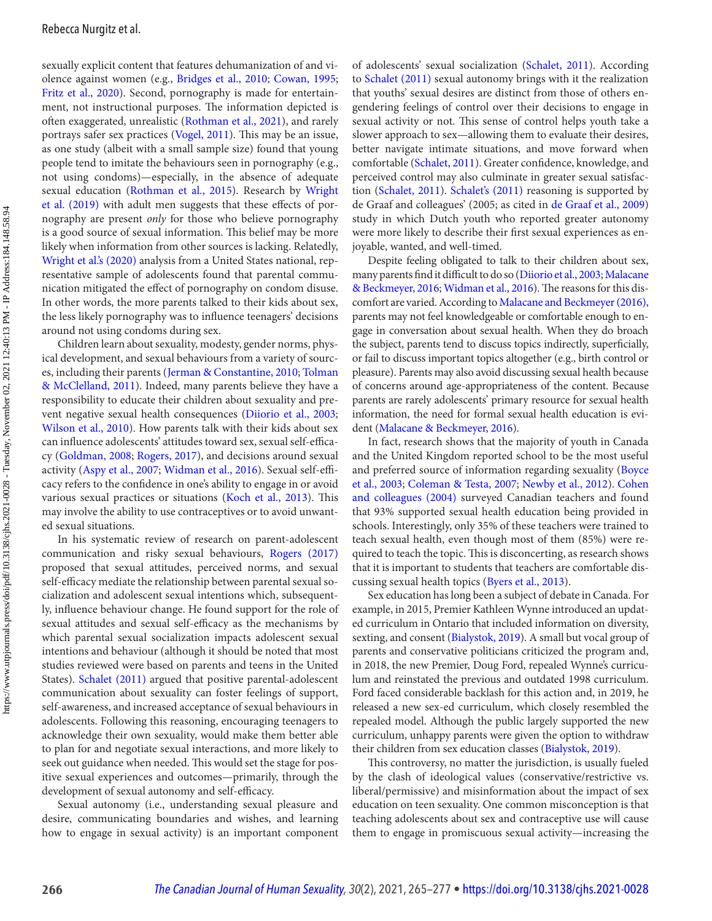sexually explicit content that features dehumanization of and violence against women (e.g., Bridges et al., 2010; Cowan, 1995; Fritz et al., 2020). Second, pornography is made for entertainment, not instructional purposes. The information depicted is often exaggerated, unrealistic (Rothman et al., 2021), and rarely portrays safer sex practices (Vogel, 2011). This may be an issue, as one study (albeit with a small sample size) found that young people tend to imitate the behaviours seen in pornography (e.g., not using condoms)—especially, in the absence of adequate sexual education (Rothman et al., 2015). Research by Wright et al. (2019) with adult men suggests that these effects of pornography are present *only* for those who believe pornography is a good source of sexual information. This belief may be more likely when information from other sources is lacking. Relatedly, Wright et al.'s (2020) analysis from a United States national, representative sample of adolescents found that parental communication mitigated the effect of pornography on condom disuse. In other words, the more parents talked to their kids about sex, the less likely pornography was to influence teenagers' decisions around not using condoms during sex.

Children learn about sexuality, modesty, gender norms, physical development, and sexual behaviours from a variety of sources, including their parents (Jerman & Constantine, 2010; Tolman & McClelland, 2011). Indeed, many parents believe they have a responsibility to educate their children about sexuality and prevent negative sexual health consequences (Diiorio et al., 2003; Wilson et al., 2010). How parents talk with their kids about sex can influence adolescents' attitudes toward sex, sexual self-efficacy (Goldman, 2008; Rogers, 2017), and decisions around sexual activity (Aspy et al., 2007; Widman et al., 2016). Sexual self-efficacy refers to the confidence in one's ability to engage in or avoid various sexual practices or situations (Koch et al., 2013). This may involve the ability to use contraceptives or to avoid unwanted sexual situations.

In his systematic review of research on parent-adolescent communication and risky sexual behaviours, Rogers (2017) proposed that sexual attitudes, perceived norms, and sexual self-efficacy mediate the relationship between parental sexual socialization and adolescent sexual intentions which, subsequently, influence behaviour change. He found support for the role of sexual attitudes and sexual self-efficacy as the mechanisms by which parental sexual socialization impacts adolescent sexual intentions and behaviour (although it should be noted that most studies reviewed were based on parents and teens in the United States). Schalet (2011) argued that positive parental-adolescent communication about sexuality can foster feelings of support, self-awareness, and increased acceptance of sexual behaviours in adolescents. Following this reasoning, encouraging teenagers to acknowledge their own sexuality, would make them better able to plan for and negotiate sexual interactions, and more likely to seek out guidance when needed. This would set the stage for positive sexual experiences and outcomes—primarily, through the development of sexual autonomy and self-efficacy.

Sexual autonomy (i.e., understanding sexual pleasure and desire, communicating boundaries and wishes, and learning how to engage in sexual activity) is an important component of adolescents' sexual socialization (Schalet, 2011). According to Schalet (2011) sexual autonomy brings with it the realization that youths' sexual desires are distinct from those of others engendering feelings of control over their decisions to engage in sexual activity or not. This sense of control helps youth take a slower approach to sex—allowing them to evaluate their desires, better navigate intimate situations, and move forward when comfortable (Schalet, 2011). Greater confidence, knowledge, and perceived control may also culminate in greater sexual satisfaction (Schalet, 2011). Schalet's (2011) reasoning is supported by de Graaf and colleagues' (2005; as cited in de Graaf et al., 2009) study in which Dutch youth who reported greater autonomy were more likely to describe their first sexual experiences as enjoyable, wanted, and well-timed.

Despite feeling obligated to talk to their children about sex, many parents find it difficult to do so (Diiorio et al., 2003; Malacane & Beckmeyer, 2016; Widman et al., 2016). The reasons for this discomfort are varied. According to Malacane and Beckmeyer (2016), parents may not feel knowledgeable or comfortable enough to engage in conversation about sexual health. When they do broach the subject, parents tend to discuss topics indirectly, superficially, or fail to discuss important topics altogether (e.g., birth control or pleasure). Parents may also avoid discussing sexual health because of concerns around age-appropriateness of the content. Because parents are rarely adolescents' primary resource for sexual health information, the need for formal sexual health education is evident (Malacane & Beckmeyer, 2016).

In fact, research shows that the majority of youth in Canada and the United Kingdom reported school to be the most useful and preferred source of information regarding sexuality (Boyce et al., 2003; Coleman & Testa, 2007; Newby et al., 2012). Cohen and colleagues (2004) surveyed Canadian teachers and found that 93% supported sexual health education being provided in schools. Interestingly, only 35% of these teachers were trained to teach sexual health, even though most of them (85%) were required to teach the topic. This is disconcerting, as research shows that it is important to students that teachers are comfortable discussing sexual health topics (Byers et al., 2013).

Sex education has long been a subject of debate in Canada. For example, in 2015, Premier Kathleen Wynne introduced an updated curriculum in Ontario that included information on diversity, sexting, and consent (Bialystok, 2019). A small but vocal group of parents and conservative politicians criticized the program and, in 2018, the new Premier, Doug Ford, repealed Wynne's curriculum and reinstated the previous and outdated 1998 curriculum. Ford faced considerable backlash for this action and, in 2019, he released a new sex-ed curriculum, which closely resembled the repealed model. Although the public largely supported the new curriculum, unhappy parents were given the option to withdraw their children from sex education classes (Bialystok, 2019).

This controversy, no matter the jurisdiction, is usually fueled by the clash of ideological values (conservative/restrictive vs. liberal/permissive) and misinformation about the impact of sex education on teen sexuality. One common misconception is that teaching adolescents about sex and contraceptive use will cause them to engage in promiscuous sexual activity—increasing the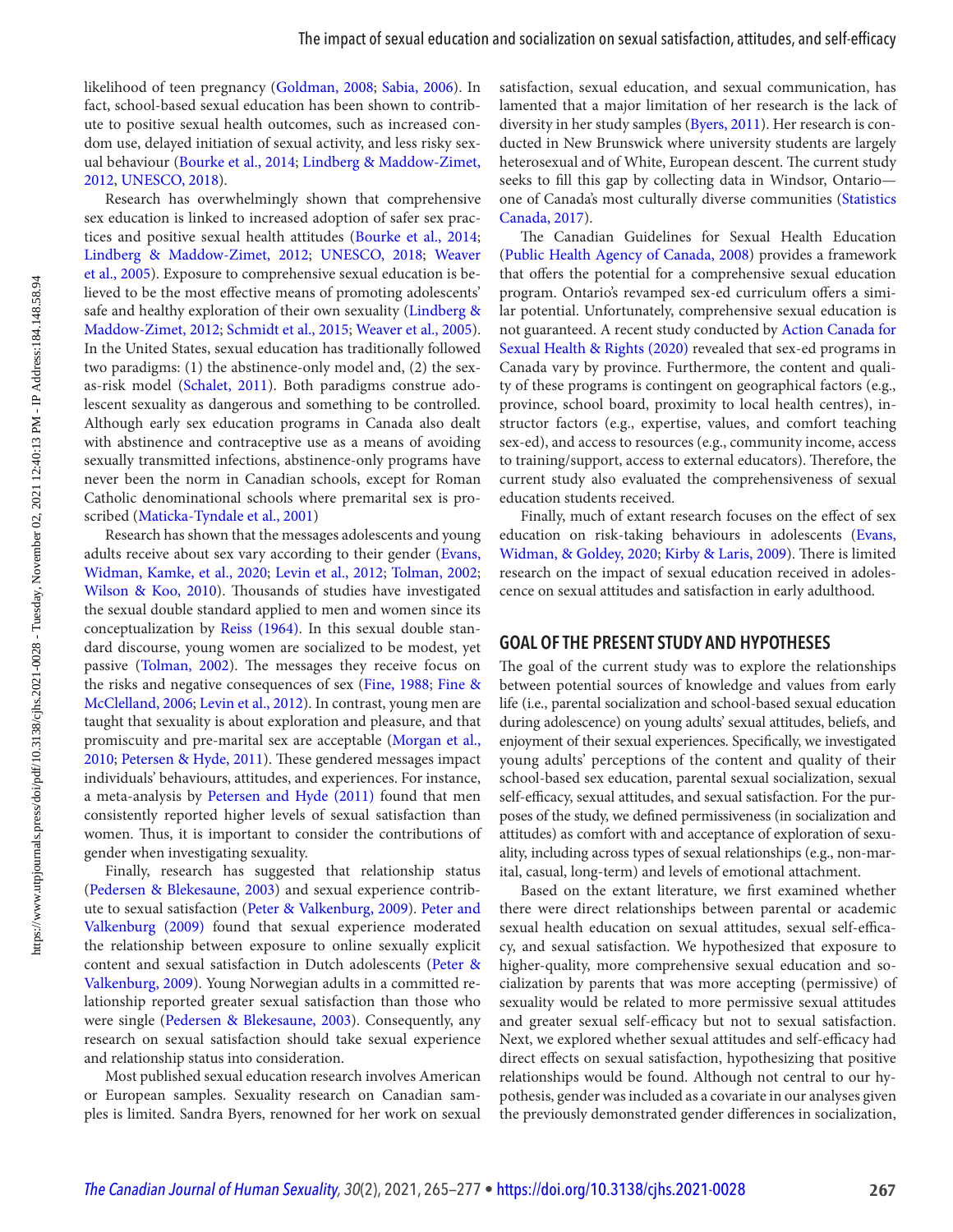likelihood of teen pregnancy (Goldman, 2008; Sabia, 2006). In fact, school-based sexual education has been shown to contribute to positive sexual health outcomes, such as increased condom use, delayed initiation of sexual activity, and less risky sexual behaviour (Bourke et al., 2014; Lindberg & Maddow-Zimet, 2012, UNESCO, 2018).

Research has overwhelmingly shown that comprehensive sex education is linked to increased adoption of safer sex practices and positive sexual health attitudes (Bourke et al., 2014; Lindberg & Maddow-Zimet, 2012; UNESCO, 2018; Weaver et al., 2005). Exposure to comprehensive sexual education is believed to be the most effective means of promoting adolescents' safe and healthy exploration of their own sexuality (Lindberg & Maddow-Zimet, 2012; Schmidt et al., 2015; Weaver et al., 2005). In the United States, sexual education has traditionally followed two paradigms: (1) the abstinence-only model and, (2) the sex-as-risk model (Schalet, 2011). Both paradigms construe adolescent sexuality as dangerous and something to be controlled. Although early sex education programs in Canada also dealt with abstinence and contraceptive use as a means of avoiding sexually transmitted infections, abstinence-only programs have never been the norm in Canadian schools, except for Roman Catholic denominational schools where premarital sex is proscribed (Maticka-Tyndale et al., 2001)

Research has shown that the messages adolescents and young adults receive about sex vary according to their gender (Evans, Widman, Kamke, et al., 2020; Levin et al., 2012; Tolman, 2002; Wilson & Koo, 2010). Thousands of studies have investigated the sexual double standard applied to men and women since its conceptualization by Reiss (1964). In this sexual double standard discourse, young women are socialized to be modest, yet passive (Tolman, 2002). The messages they receive focus on the risks and negative consequences of sex (Fine, 1988; Fine & McClelland, 2006; Levin et al., 2012). In contrast, young men are taught that sexuality is about exploration and pleasure, and that promiscuity and pre-marital sex are acceptable (Morgan et al., 2010; Petersen & Hyde, 2011). These gendered messages impact individuals' behaviours, attitudes, and experiences. For instance, a meta-analysis by Petersen and Hyde (2011) found that men consistently reported higher levels of sexual satisfaction than women. Thus, it is important to consider the contributions of gender when investigating sexuality.

Finally, research has suggested that relationship status (Pedersen & Blekesaune, 2003) and sexual experience contribute to sexual satisfaction (Peter & Valkenburg, 2009). Peter and Valkenburg (2009) found that sexual experience moderated the relationship between exposure to online sexually explicit content and sexual satisfaction in Dutch adolescents (Peter & Valkenburg, 2009). Young Norwegian adults in a committed relationship reported greater sexual satisfaction than those who were single (Pedersen & Blekesaune, 2003). Consequently, any research on sexual satisfaction should take sexual experience and relationship status into consideration.

Most published sexual education research involves American or European samples. Sexuality research on Canadian samples is limited. Sandra Byers, renowned for her work on sexual satisfaction, sexual education, and sexual communication, has lamented that a major limitation of her research is the lack of diversity in her study samples (Byers, 2011). Her research is conducted in New Brunswick where university students are largely heterosexual and of White, European descent. The current study seeks to fill this gap by collecting data in Windsor, Ontario—one of Canada's most culturally diverse communities (Statistics Canada, 2017).

The Canadian Guidelines for Sexual Health Education (Public Health Agency of Canada, 2008) provides a framework that offers the potential for a comprehensive sexual education program. Ontario's revamped sex-ed curriculum offers a similar potential. Unfortunately, comprehensive sexual education is not guaranteed. A recent study conducted by Action Canada for Sexual Health & Rights (2020) revealed that sex-ed programs in Canada vary by province. Furthermore, the content and quality of these programs is contingent on geographical factors (e.g., province, school board, proximity to local health centres), instructor factors (e.g., expertise, values, and comfort teaching sex-ed), and access to resources (e.g., community income, access to training/support, access to external educators). Therefore, the current study also evaluated the comprehensiveness of sexual education students received.

Finally, much of extant research focuses on the effect of sex education on risk-taking behaviours in adolescents (Evans, Widman, & Goldey, 2020; Kirby & Laris, 2009). There is limited research on the impact of sexual education received in adolescence on sexual attitudes and satisfaction in early adulthood.

## GOAL OF THE PRESENT STUDY AND HYPOTHESES

The goal of the current study was to explore the relationships between potential sources of knowledge and values from early life (i.e., parental socialization and school-based sexual education during adolescence) on young adults' sexual attitudes, beliefs, and enjoyment of their sexual experiences. Specifically, we investigated young adults' perceptions of the content and quality of their school-based sex education, parental sexual socialization, sexual self-efficacy, sexual attitudes, and sexual satisfaction. For the purposes of the study, we defined permissiveness (in socialization and attitudes) as comfort with and acceptance of exploration of sexuality, including across types of sexual relationships (e.g., non-marital, casual, long-term) and levels of emotional attachment.

Based on the extant literature, we first examined whether there were direct relationships between parental or academic sexual health education on sexual attitudes, sexual self-efficacy, and sexual satisfaction. We hypothesized that exposure to higher-quality, more comprehensive sexual education and socialization by parents that was more accepting (permissive) of sexuality would be related to more permissive sexual attitudes and greater sexual self-efficacy but not to sexual satisfaction. Next, we explored whether sexual attitudes and self-efficacy had direct effects on sexual satisfaction, hypothesizing that positive relationships would be found. Although not central to our hypothesis, gender was included as a covariate in our analyses given the previously demonstrated gender differences in socialization,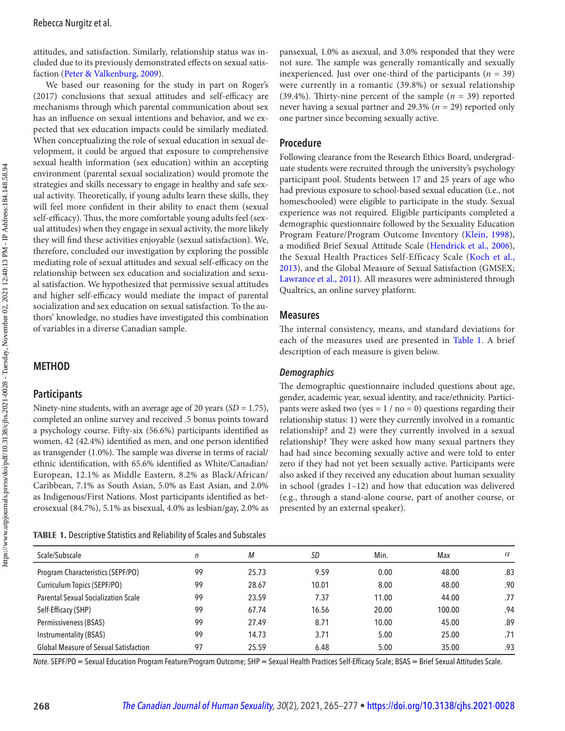attitudes, and satisfaction. Similarly, relationship status was included due to its previously demonstrated effects on sexual satisfaction (Peter & Valkenburg, 2009).

We based our reasoning for the study in part on Roger's (2017) conclusions that sexual attitudes and self-efficacy are mechanisms through which parental communication about sex has an influence on sexual intentions and behavior, and we expected that sex education impacts could be similarly mediated. When conceptualizing the role of sexual education in sexual development, it could be argued that exposure to comprehensive sexual health information (sex education) within an accepting environment (parental sexual socialization) would promote the strategies and skills necessary to engage in healthy and safe sexual activity. Theoretically, if young adults learn these skills, they will feel more confident in their ability to enact them (sexual self-efficacy). Thus, the more comfortable young adults feel (sexual attitudes) when they engage in sexual activity, the more likely they will find these activities enjoyable (sexual satisfaction). We, therefore, concluded our investigation by exploring the possible mediating role of sexual attitudes and sexual self-efficacy on the relationship between sex education and socialization and sexual satisfaction. We hypothesized that permissive sexual attitudes and higher self-efficacy would mediate the impact of parental socialization and sex education on sexual satisfaction. To the authors' knowledge, no studies have investigated this combination of variables in a diverse Canadian sample.

## METHOD

### Participants

Ninety-nine students, with an average age of 20 years (*SD* = 1.75), completed an online survey and received .5 bonus points toward a psychology course. Fifty-six (56.6%) participants identified as women, 42 (42.4%) identified as men, and one person identified as transgender (1.0%). The sample was diverse in terms of racial/ethnic identification, with 65.6% identified as White/Canadian/European, 12.1% as Middle Eastern, 8.2% as Black/African/Caribbean, 7.1% as South Asian, 5.0% as East Asian, and 2.0% as Indigenous/First Nations. Most participants identified as heterosexual (84.7%), 5.1% as bisexual, 4.0% as lesbian/gay, 2.0% as pansexual, 1.0% as asexual, and 3.0% responded that they were not sure. The sample was generally romantically and sexually inexperienced. Just over one-third of the participants (*n* = 39) were currently in a romantic (39.8%) or sexual relationship (39.4%). Thirty-nine percent of the sample (*n* = 39) reported never having a sexual partner and 29.3% (*n* = 29) reported only one partner since becoming sexually active.

### Procedure

Following clearance from the Research Ethics Board, undergraduate students were recruited through the university's psychology participant pool. Students between 17 and 25 years of age who had previous exposure to school-based sexual education (i.e., not homeschooled) were eligible to participate in the study. Sexual experience was not required. Eligible participants completed a demographic questionnaire followed by the Sexuality Education Program Feature/Program Outcome Inventory (Klein, 1998), a modified Brief Sexual Attitude Scale (Hendrick et al., 2006), the Sexual Health Practices Self-Efficacy Scale (Koch et al., 2013), and the Global Measure of Sexual Satisfaction (GMSEX; Lawrance et al., 2011). All measures were administered through Qualtrics, an online survey platform.

### Measures

The internal consistency, means, and standard deviations for each of the measures used are presented in Table 1. A brief description of each measure is given below.

#### *Demographics*

The demographic questionnaire included questions about age, gender, academic year, sexual identity, and race/ethnicity. Participants were asked two (yes = 1 / no = 0) questions regarding their relationship status: 1) were they currently involved in a romantic relationship? and 2) were they currently involved in a sexual relationship? They were asked how many sexual partners they had had since becoming sexually active and were told to enter zero if they had not yet been sexually active. Participants were also asked if they received any education about human sexuality in school (grades 1–12) and how that education was delivered (e.g., through a stand-alone course, part of another course, or presented by an external speaker).

**TABLE 1.** Descriptive Statistics and Reliability of Scales and Subscales

| Scale/Subscale | *n* | *M* | *SD* | Min. | Max | $\alpha$ |
|---|---|---|---|---|---|---|
| Program Characteristics (SEPF/PO) | 99 | 25.73 | 9.59 | 0.00 | 48.00 | .83 |
| Curriculum Topics (SEPF/PO) | 99 | 28.67 | 10.01 | 8.00 | 48.00 | .90 |
| Parental Sexual Socialization Scale | 99 | 23.59 | 7.37 | 11.00 | 44.00 | .77 |
| Self-Efficacy (SHP) | 99 | 67.74 | 16.56 | 20.00 | 100.00 | .94 |
| Permissiveness (BSAS) | 99 | 27.49 | 8.71 | 10.00 | 45.00 | .89 |
| Instrumentality (BSAS) | 99 | 14.73 | 3.71 | 5.00 | 25.00 | .71 |
| Global Measure of Sexual Satisfaction | 97 | 25.59 | 6.48 | 5.00 | 35.00 | .93 |

*Note.* SEPF/PO = Sexual Education Program Feature/Program Outcome; SHP = Sexual Health Practices Self-Efficacy Scale; BSAS = Brief Sexual Attitudes Scale.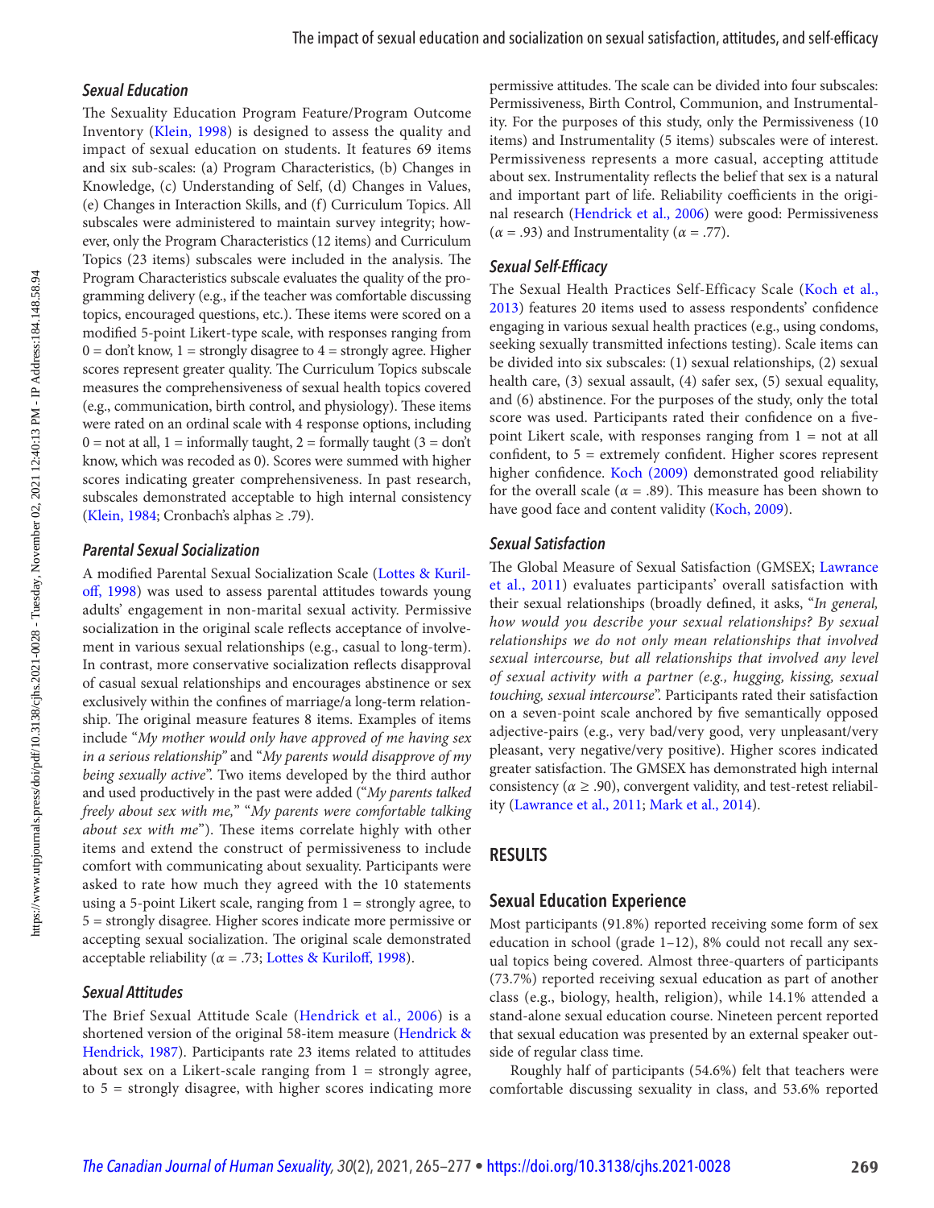### *Sexual Education*

The Sexuality Education Program Feature/Program Outcome Inventory (Klein, 1998) is designed to assess the quality and impact of sexual education on students. It features 69 items and six sub-scales: (a) Program Characteristics, (b) Changes in Knowledge, (c) Understanding of Self, (d) Changes in Values, (e) Changes in Interaction Skills, and (f) Curriculum Topics. All subscales were administered to maintain survey integrity; however, only the Program Characteristics (12 items) and Curriculum Topics (23 items) subscales were included in the analysis. The Program Characteristics subscale evaluates the quality of the programming delivery (e.g., if the teacher was comfortable discussing topics, encouraged questions, etc.). These items were scored on a modified 5-point Likert-type scale, with responses ranging from 0 = don't know, 1 = strongly disagree to 4 = strongly agree. Higher scores represent greater quality. The Curriculum Topics subscale measures the comprehensiveness of sexual health topics covered (e.g., communication, birth control, and physiology). These items were rated on an ordinal scale with 4 response options, including 0 = not at all, 1 = informally taught, 2 = formally taught (3 = don't know, which was recoded as 0). Scores were summed with higher scores indicating greater comprehensiveness. In past research, subscales demonstrated acceptable to high internal consistency (Klein, 1984; Cronbach's alphas ≥ .79).

### *Parental Sexual Socialization*

A modified Parental Sexual Socialization Scale (Lottes & Kuriloff, 1998) was used to assess parental attitudes towards young adults' engagement in non-marital sexual activity. Permissive socialization in the original scale reflects acceptance of involvement in various sexual relationships (e.g., casual to long-term). In contrast, more conservative socialization reflects disapproval of casual sexual relationships and encourages abstinence or sex exclusively within the confines of marriage/a long-term relationship. The original measure features 8 items. Examples of items include "*My mother would only have approved of me having sex in a serious relationship*" and "*My parents would disapprove of my being sexually active*". Two items developed by the third author and used productively in the past were added ("*My parents talked freely about sex with me,*" "*My parents were comfortable talking about sex with me*"). These items correlate highly with other items and extend the construct of permissiveness to include comfort with communicating about sexuality. Participants were asked to rate how much they agreed with the 10 statements using a 5-point Likert scale, ranging from 1 = strongly agree, to 5 = strongly disagree. Higher scores indicate more permissive or accepting sexual socialization. The original scale demonstrated acceptable reliability ($\alpha$ = .73; Lottes & Kuriloff, 1998).

### *Sexual Attitudes*

The Brief Sexual Attitude Scale (Hendrick et al., 2006) is a shortened version of the original 58-item measure (Hendrick & Hendrick, 1987). Participants rate 23 items related to attitudes about sex on a Likert-scale ranging from 1 = strongly agree, to 5 = strongly disagree, with higher scores indicating more permissive attitudes. The scale can be divided into four subscales: Permissiveness, Birth Control, Communion, and Instrumentality. For the purposes of this study, only the Permissiveness (10 items) and Instrumentality (5 items) subscales were of interest. Permissiveness represents a more casual, accepting attitude about sex. Instrumentality reflects the belief that sex is a natural and important part of life. Reliability coefficients in the original research (Hendrick et al., 2006) were good: Permissiveness ($\alpha$ = .93) and Instrumentality ($\alpha$ = .77).

### *Sexual Self-Efficacy*

The Sexual Health Practices Self-Efficacy Scale (Koch et al., 2013) features 20 items used to assess respondents' confidence engaging in various sexual health practices (e.g., using condoms, seeking sexually transmitted infections testing). Scale items can be divided into six subscales: (1) sexual relationships, (2) sexual health care, (3) sexual assault, (4) safer sex, (5) sexual equality, and (6) abstinence. For the purposes of the study, only the total score was used. Participants rated their confidence on a five-point Likert scale, with responses ranging from 1 = not at all confident, to 5 = extremely confident. Higher scores represent higher confidence. Koch (2009) demonstrated good reliability for the overall scale ($\alpha$ = .89). This measure has been shown to have good face and content validity (Koch, 2009).

### *Sexual Satisfaction*

The Global Measure of Sexual Satisfaction (GMSEX; Lawrance et al., 2011) evaluates participants' overall satisfaction with their sexual relationships (broadly defined, it asks, "*In general, how would you describe your sexual relationships? By sexual relationships we do not only mean relationships that involved sexual intercourse, but all relationships that involved any level of sexual activity with a partner (e.g., hugging, kissing, sexual touching, sexual intercourse*". Participants rated their satisfaction on a seven-point scale anchored by five semantically opposed adjective-pairs (e.g., very bad/very good, very unpleasant/very pleasant, very negative/very positive). Higher scores indicated greater satisfaction. The GMSEX has demonstrated high internal consistency ($\alpha \geq$ .90), convergent validity, and test-retest reliability (Lawrance et al., 2011; Mark et al., 2014).

## RESULTS

### Sexual Education Experience

Most participants (91.8%) reported receiving some form of sex education in school (grade 1–12), 8% could not recall any sexual topics being covered. Almost three-quarters of participants (73.7%) reported receiving sexual education as part of another class (e.g., biology, health, religion), while 14.1% attended a stand-alone sexual education course. Nineteen percent reported that sexual education was presented by an external speaker outside of regular class time.

Roughly half of participants (54.6%) felt that teachers were comfortable discussing sexuality in class, and 53.6% reported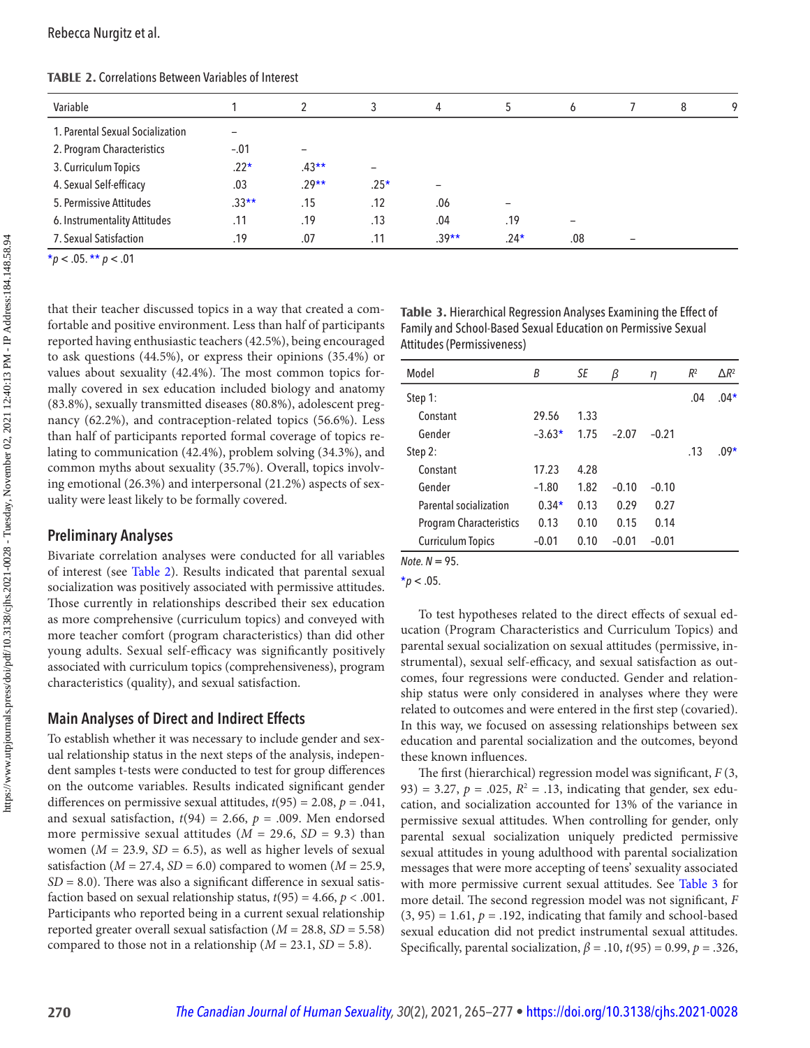**TABLE 2.** Correlations Between Variables of Interest

| Variable | 1 | 2 | 3 | 4 | 5 | 6 | 7 | 8 | 9 |
|---|---|---|---|---|---|---|---|---|---|
| 1. Parental Sexual Socialization | – | | | | | | | | |
| 2. Program Characteristics | -.01 | – | | | | | | | |
| 3. Curriculum Topics | .22* | .43** | – | | | | | | |
| 4. Sexual Self-efficacy | .03 | .29** | .25* | – | | | | | |
| 5. Permissive Attitudes | .33** | .15 | .12 | .06 | – | | | | |
| 6. Instrumentality Attitudes | .11 | .19 | .13 | .04 | .19 | – | | | |
| 7. Sexual Satisfaction | .19 | .07 | .11 | .39** | .24* | .08 | – | | |

*$p < .05$. ** $p < .01$

that their teacher discussed topics in a way that created a comfortable and positive environment. Less than half of participants reported having enthusiastic teachers (42.5%), being encouraged to ask questions (44.5%), or express their opinions (35.4%) or values about sexuality (42.4%). The most common topics formally covered in sex education included biology and anatomy (83.8%), sexually transmitted diseases (80.8%), adolescent pregnancy (62.2%), and contraception-related topics (56.6%). Less than half of participants reported formal coverage of topics relating to communication (42.4%), problem solving (34.3%), and common myths about sexuality (35.7%). Overall, topics involving emotional (26.3%) and interpersonal (21.2%) aspects of sexuality were least likely to be formally covered.

## Preliminary Analyses

Bivariate correlation analyses were conducted for all variables of interest (see Table 2). Results indicated that parental sexual socialization was positively associated with permissive attitudes. Those currently in relationships described their sex education as more comprehensive (curriculum topics) and conveyed with more teacher comfort (program characteristics) than did other young adults. Sexual self-efficacy was significantly positively associated with curriculum topics (comprehensiveness), program characteristics (quality), and sexual satisfaction.

## Main Analyses of Direct and Indirect Effects

To establish whether it was necessary to include gender and sexual relationship status in the next steps of the analysis, independent samples t-tests were conducted to test for group differences on the outcome variables. Results indicated significant gender differences on permissive sexual attitudes, $t(95) = 2.08$, $p = .041$, and sexual satisfaction, $t(94) = 2.66$, $p = .009$. Men endorsed more permissive sexual attitudes ($M = 29.6$, $SD = 9.3$) than women ($M = 23.9$, $SD = 6.5$), as well as higher levels of sexual satisfaction ($M = 27.4$, $SD = 6.0$) compared to women ($M = 25.9$, $SD = 8.0$). There was also a significant difference in sexual satisfaction based on sexual relationship status, $t(95) = 4.66$, $p < .001$. Participants who reported being in a current sexual relationship reported greater overall sexual satisfaction ($M = 28.8$, $SD = 5.58$) compared to those not in a relationship ($M = 23.1$, $SD = 5.8$).

**Table 3.** Hierarchical Regression Analyses Examining the Effect of Family and School-Based Sexual Education on Permissive Sexual Attitudes (Permissiveness)

| Model | *B* | *SE* | $\beta$ | $\eta$ | $R^2$ | $\Delta R^2$ |
|---|---|---|---|---|---|---|
| Step 1: | | | | | .04 | .04* |
| Constant | 29.56 | 1.33 | | | | |
| Gender | −3.63* | 1.75 | −2.07 | −0.21 | | |
| Step 2: | | | | | .13 | .09* |
| Constant | 17.23 | 4.28 | | | | |
| Gender | −1.80 | 1.82 | −0.10 | −0.10 | | |
| Parental socialization | 0.34* | 0.13 | 0.29 | 0.27 | | |
| Program Characteristics | 0.13 | 0.10 | 0.15 | 0.14 | | |
| Curriculum Topics | −0.01 | 0.10 | −0.01 | −0.01 | | |

*Note.* $N = 95$.

*$p < .05$.

To test hypotheses related to the direct effects of sexual education (Program Characteristics and Curriculum Topics) and parental sexual socialization on sexual attitudes (permissive, instrumental), sexual self-efficacy, and sexual satisfaction as outcomes, four regressions were conducted. Gender and relationship status were only considered in analyses where they were related to outcomes and were entered in the first step (covaried). In this way, we focused on assessing relationships between sex education and parental socialization and the outcomes, beyond these known influences.

The first (hierarchical) regression model was significant, $F(3, 93) = 3.27$, $p = .025$, $R^2 = .13$, indicating that gender, sex education, and socialization accounted for 13% of the variance in permissive sexual attitudes. When controlling for gender, only parental sexual socialization uniquely predicted permissive sexual attitudes in young adulthood with parental socialization messages that were more accepting of teens' sexuality associated with more permissive current sexual attitudes. See Table 3 for more detail. The second regression model was not significant, $F(3, 95) = 1.61$, $p = .192$, indicating that family and school-based sexual education did not predict instrumental sexual attitudes. Specifically, parental socialization, $\beta = .10$, $t(95) = 0.99$, $p = .326$,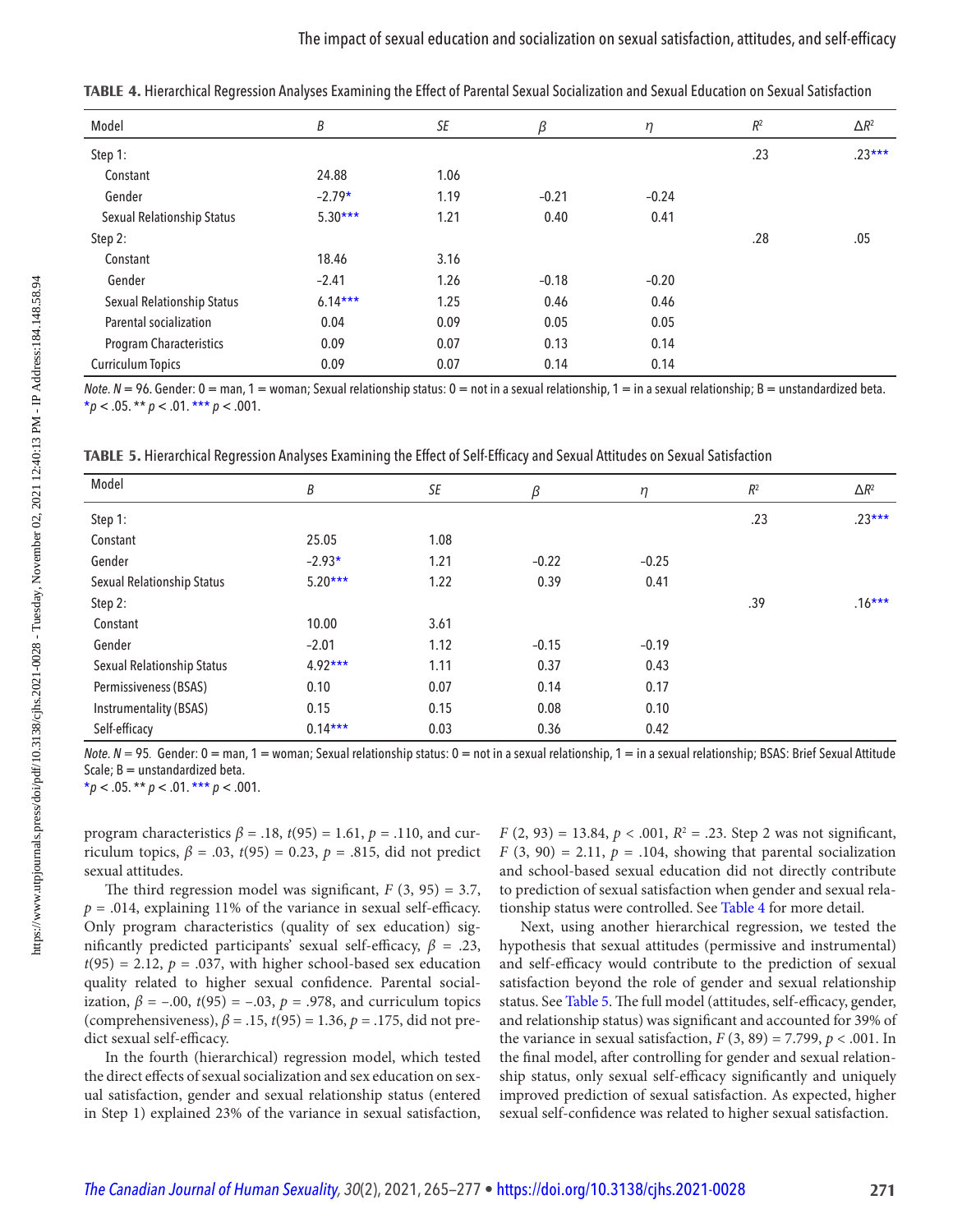**TABLE 4.** Hierarchical Regression Analyses Examining the Effect of Parental Sexual Socialization and Sexual Education on Sexual Satisfaction

| Model | *B* | *SE* | *β* | *η* | $R^2$ | $\Delta R^2$ |
|---|---|---|---|---|---|---|
| Step 1: | | | | | .23 | .23*** |
| Constant | 24.88 | 1.06 | | | | |
| Gender | −2.79* | 1.19 | −0.21 | −0.24 | | |
| Sexual Relationship Status | 5.30*** | 1.21 | 0.40 | 0.41 | | |
| Step 2: | | | | | .28 | .05 |
| Constant | 18.46 | 3.16 | | | | |
| Gender | −2.41 | 1.26 | −0.18 | −0.20 | | |
| Sexual Relationship Status | 6.14*** | 1.25 | 0.46 | 0.46 | | |
| Parental socialization | 0.04 | 0.09 | 0.05 | 0.05 | | |
| Program Characteristics | 0.09 | 0.07 | 0.13 | 0.14 | | |
| Curriculum Topics | 0.09 | 0.07 | 0.14 | 0.14 | | |

*Note.* *N* = 96. Gender: 0 = man, 1 = woman; Sexual relationship status: 0 = not in a sexual relationship, 1 = in a sexual relationship; B = unstandardized beta.
*$p < .05$. ** $p < .01$. *** $p < .001$.

**TABLE 5.** Hierarchical Regression Analyses Examining the Effect of Self-Efficacy and Sexual Attitudes on Sexual Satisfaction

| Model | *B* | *SE* | *β* | *η* | $R^2$ | $\Delta R^2$ |
|---|---|---|---|---|---|---|
| Step 1: | | | | | .23 | .23*** |
| Constant | 25.05 | 1.08 | | | | |
| Gender | −2.93* | 1.21 | −0.22 | −0.25 | | |
| Sexual Relationship Status | 5.20*** | 1.22 | 0.39 | 0.41 | | |
| Step 2: | | | | | .39 | .16*** |
| Constant | 10.00 | 3.61 | | | | |
| Gender | −2.01 | 1.12 | −0.15 | −0.19 | | |
| Sexual Relationship Status | 4.92*** | 1.11 | 0.37 | 0.43 | | |
| Permissiveness (BSAS) | 0.10 | 0.07 | 0.14 | 0.17 | | |
| Instrumentality (BSAS) | 0.15 | 0.15 | 0.08 | 0.10 | | |
| Self-efficacy | 0.14*** | 0.03 | 0.36 | 0.42 | | |

*Note.* *N* = 95. Gender: 0 = man, 1 = woman; Sexual relationship status: 0 = not in a sexual relationship, 1 = in a sexual relationship; BSAS: Brief Sexual Attitude Scale; B = unstandardized beta.
*$p < .05$. ** $p < .01$. *** $p < .001$.

program characteristics $\beta = .18$, $t(95) = 1.61$, $p = .110$, and curriculum topics, $\beta = .03$, $t(95) = 0.23$, $p = .815$, did not predict sexual attitudes.

The third regression model was significant, $F(3, 95) = 3.7$, $p = .014$, explaining 11% of the variance in sexual self-efficacy. Only program characteristics (quality of sex education) significantly predicted participants' sexual self-efficacy, $\beta = .23$, $t(95) = 2.12$, $p = .037$, with higher school-based sex education quality related to higher sexual confidence. Parental socialization, $\beta = -.00$, $t(95) = -.03$, $p = .978$, and curriculum topics (comprehensiveness), $\beta = .15$, $t(95) = 1.36$, $p = .175$, did not predict sexual self-efficacy.

In the fourth (hierarchical) regression model, which tested the direct effects of sexual socialization and sex education on sexual satisfaction, gender and sexual relationship status (entered in Step 1) explained 23% of the variance in sexual satisfaction, $F(2, 93) = 13.84$, $p < .001$, $R^2 = .23$. Step 2 was not significant, $F(3, 90) = 2.11$, $p = .104$, showing that parental socialization and school-based sexual education did not directly contribute to prediction of sexual satisfaction when gender and sexual relationship status were controlled. See Table 4 for more detail.

Next, using another hierarchical regression, we tested the hypothesis that sexual attitudes (permissive and instrumental) and self-efficacy would contribute to the prediction of sexual satisfaction beyond the role of gender and sexual relationship status. See Table 5. The full model (attitudes, self-efficacy, gender, and relationship status) was significant and accounted for 39% of the variance in sexual satisfaction, $F(3, 89) = 7.799$, $p < .001$. In the final model, after controlling for gender and sexual relationship status, only sexual self-efficacy significantly and uniquely improved prediction of sexual satisfaction. As expected, higher sexual self-confidence was related to higher sexual satisfaction.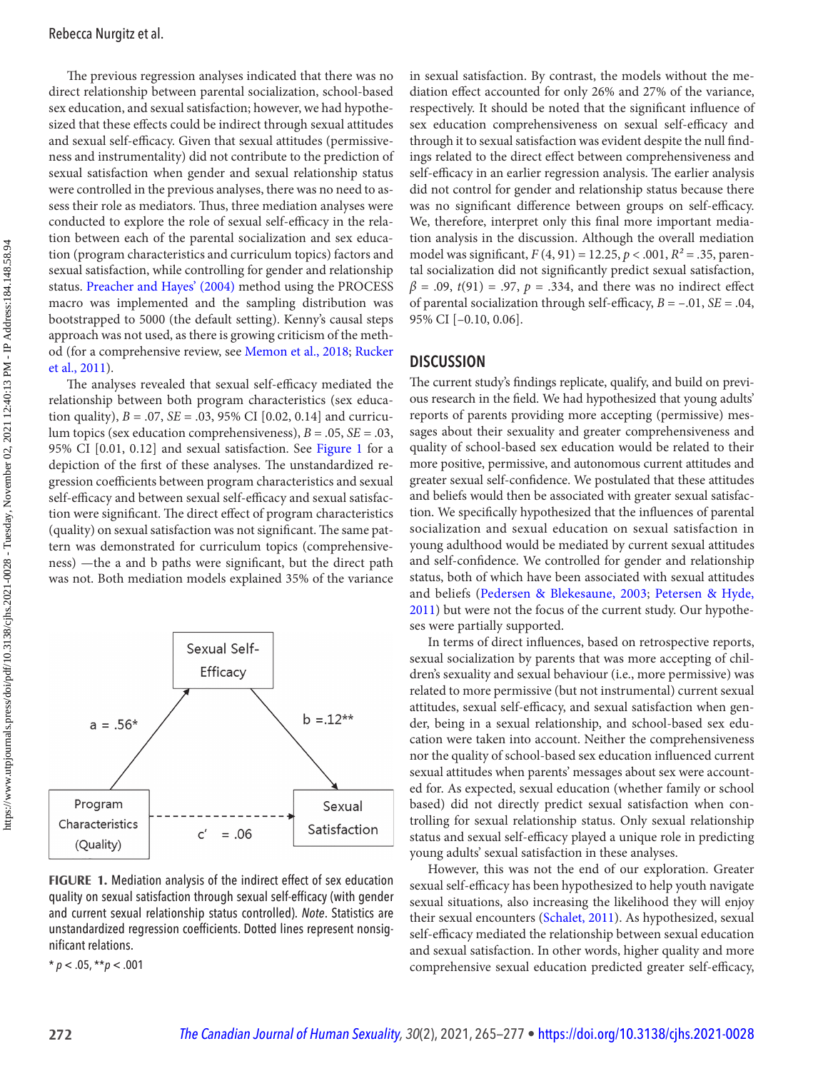The previous regression analyses indicated that there was no direct relationship between parental socialization, school-based sex education, and sexual satisfaction; however, we had hypothesized that these effects could be indirect through sexual attitudes and sexual self-efficacy. Given that sexual attitudes (permissiveness and instrumentality) did not contribute to the prediction of sexual satisfaction when gender and sexual relationship status were controlled in the previous analyses, there was no need to assess their role as mediators. Thus, three mediation analyses were conducted to explore the role of sexual self-efficacy in the relation between each of the parental socialization and sex education (program characteristics and curriculum topics) factors and sexual satisfaction, while controlling for gender and relationship status. Preacher and Hayes' (2004) method using the PROCESS macro was implemented and the sampling distribution was bootstrapped to 5000 (the default setting). Kenny's causal steps approach was not used, as there is growing criticism of the method (for a comprehensive review, see Memon et al., 2018; Rucker et al., 2011).

The analyses revealed that sexual self-efficacy mediated the relationship between both program characteristics (sex education quality), $B = .07$, $SE = .03$, 95% CI [0.02, 0.14] and curriculum topics (sex education comprehensiveness), $B = .05$, $SE = .03$, 95% CI [0.01, 0.12] and sexual satisfaction. See Figure 1 for a depiction of the first of these analyses. The unstandardized regression coefficients between program characteristics and sexual self-efficacy and between sexual self-efficacy and sexual satisfaction were significant. The direct effect of program characteristics (quality) on sexual satisfaction was not significant. The same pattern was demonstrated for curriculum topics (comprehensiveness) —the a and b paths were significant, but the direct path was not. Both mediation models explained 35% of the variance in sexual satisfaction. By contrast, the models without the mediation effect accounted for only 26% and 27% of the variance, respectively. It should be noted that the significant influence of sex education comprehensiveness on sexual self-efficacy and through it to sexual satisfaction was evident despite the null findings related to the direct effect between comprehensiveness and self-efficacy in an earlier regression analysis. The earlier analysis did not control for gender and relationship status because there was no significant difference between groups on self-efficacy. We, therefore, interpret only this final more important mediation analysis in the discussion. Although the overall mediation model was significant, $F(4, 91) = 12.25$, $p < .001$, $R^2 = .35$, parental socialization did not significantly predict sexual satisfaction, $\beta = .09$, $t(91) = .97$, $p = .334$, and there was no indirect effect of parental socialization through self-efficacy, $B = -.01$, $SE = .04$, 95% CI [−0.10, 0.06].

Sexual Self-Efficacy

a = .56*

b = .12**

Program Characteristics (Quality)

c′ = .06

Sexual Satisfaction

**FIGURE 1.** Mediation analysis of the indirect effect of sex education quality on sexual satisfaction through sexual self-efficacy (with gender and current sexual relationship status controlled). *Note*. Statistics are unstandardized regression coefficients. Dotted lines represent nonsignificant relations.

* $p < .05$, ** $p < .001$

## DISCUSSION

The current study's findings replicate, qualify, and build on previous research in the field. We had hypothesized that young adults' reports of parents providing more accepting (permissive) messages about their sexuality and greater comprehensiveness and quality of school-based sex education would be related to their more positive, permissive, and autonomous current attitudes and greater sexual self-confidence. We postulated that these attitudes and beliefs would then be associated with greater sexual satisfaction. We specifically hypothesized that the influences of parental socialization and sexual education on sexual satisfaction in young adulthood would be mediated by current sexual attitudes and self-confidence. We controlled for gender and relationship status, both of which have been associated with sexual attitudes and beliefs (Pedersen & Blekesaune, 2003; Petersen & Hyde, 2011) but were not the focus of the current study. Our hypotheses were partially supported.

In terms of direct influences, based on retrospective reports, sexual socialization by parents that was more accepting of children's sexuality and sexual behaviour (i.e., more permissive) was related to more permissive (but not instrumental) current sexual attitudes, sexual self-efficacy, and sexual satisfaction when gender, being in a sexual relationship, and school-based sex education were taken into account. Neither the comprehensiveness nor the quality of school-based sex education influenced current sexual attitudes when parents' messages about sex were accounted for. As expected, sexual education (whether family or school based) did not directly predict sexual satisfaction when controlling for sexual relationship status. Only sexual relationship status and sexual self-efficacy played a unique role in predicting young adults' sexual satisfaction in these analyses.

However, this was not the end of our exploration. Greater sexual self-efficacy has been hypothesized to help youth navigate sexual situations, also increasing the likelihood they will enjoy their sexual encounters (Schalet, 2011). As hypothesized, sexual self-efficacy mediated the relationship between sexual education and sexual satisfaction. In other words, higher quality and more comprehensive sexual education predicted greater self-efficacy,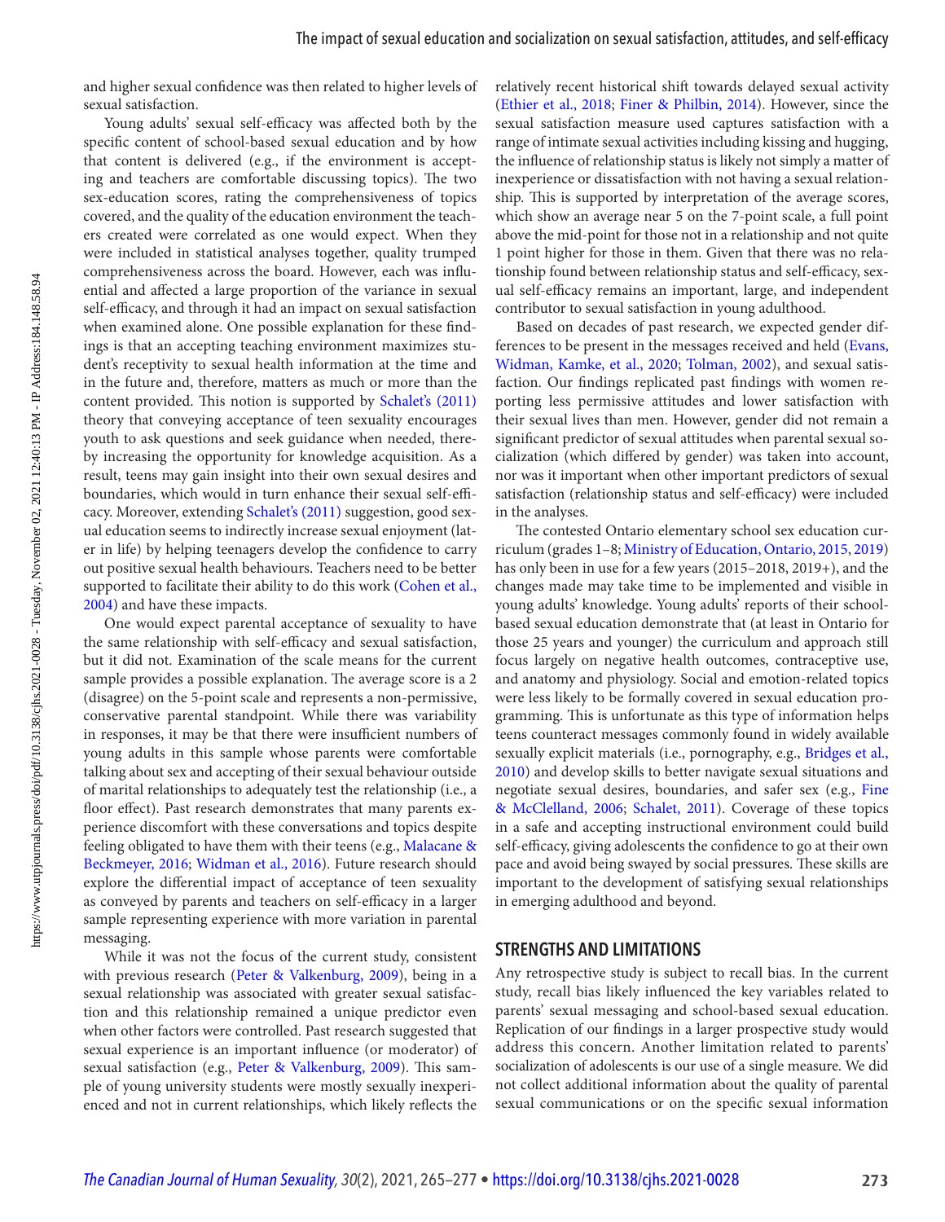and higher sexual confidence was then related to higher levels of sexual satisfaction.

Young adults' sexual self-efficacy was affected both by the specific content of school-based sexual education and by how that content is delivered (e.g., if the environment is accepting and teachers are comfortable discussing topics). The two sex-education scores, rating the comprehensiveness of topics covered, and the quality of the education environment the teachers created were correlated as one would expect. When they were included in statistical analyses together, quality trumped comprehensiveness across the board. However, each was influential and affected a large proportion of the variance in sexual self-efficacy, and through it had an impact on sexual satisfaction when examined alone. One possible explanation for these findings is that an accepting teaching environment maximizes student's receptivity to sexual health information at the time and in the future and, therefore, matters as much or more than the content provided. This notion is supported by Schalet's (2011) theory that conveying acceptance of teen sexuality encourages youth to ask questions and seek guidance when needed, thereby increasing the opportunity for knowledge acquisition. As a result, teens may gain insight into their own sexual desires and boundaries, which would in turn enhance their sexual self-efficacy. Moreover, extending Schalet's (2011) suggestion, good sexual education seems to indirectly increase sexual enjoyment (later in life) by helping teenagers develop the confidence to carry out positive sexual health behaviours. Teachers need to be better supported to facilitate their ability to do this work (Cohen et al., 2004) and have these impacts.

One would expect parental acceptance of sexuality to have the same relationship with self-efficacy and sexual satisfaction, but it did not. Examination of the scale means for the current sample provides a possible explanation. The average score is a 2 (disagree) on the 5-point scale and represents a non-permissive, conservative parental standpoint. While there was variability in responses, it may be that there were insufficient numbers of young adults in this sample whose parents were comfortable talking about sex and accepting of their sexual behaviour outside of marital relationships to adequately test the relationship (i.e., a floor effect). Past research demonstrates that many parents experience discomfort with these conversations and topics despite feeling obligated to have them with their teens (e.g., Malacane & Beckmeyer, 2016; Widman et al., 2016). Future research should explore the differential impact of acceptance of teen sexuality as conveyed by parents and teachers on self-efficacy in a larger sample representing experience with more variation in parental messaging.

While it was not the focus of the current study, consistent with previous research (Peter & Valkenburg, 2009), being in a sexual relationship was associated with greater sexual satisfaction and this relationship remained a unique predictor even when other factors were controlled. Past research suggested that sexual experience is an important influence (or moderator) of sexual satisfaction (e.g., Peter & Valkenburg, 2009). This sample of young university students were mostly sexually inexperienced and not in current relationships, which likely reflects the relatively recent historical shift towards delayed sexual activity (Ethier et al., 2018; Finer & Philbin, 2014). However, since the sexual satisfaction measure used captures satisfaction with a range of intimate sexual activities including kissing and hugging, the influence of relationship status is likely not simply a matter of inexperience or dissatisfaction with not having a sexual relationship. This is supported by interpretation of the average scores, which show an average near 5 on the 7-point scale, a full point above the mid-point for those not in a relationship and not quite 1 point higher for those in them. Given that there was no relationship found between relationship status and self-efficacy, sexual self-efficacy remains an important, large, and independent contributor to sexual satisfaction in young adulthood.

Based on decades of past research, we expected gender differences to be present in the messages received and held (Evans, Widman, Kamke, et al., 2020; Tolman, 2002), and sexual satisfaction. Our findings replicated past findings with women reporting less permissive attitudes and lower satisfaction with their sexual lives than men. However, gender did not remain a significant predictor of sexual attitudes when parental sexual socialization (which differed by gender) was taken into account, nor was it important when other important predictors of sexual satisfaction (relationship status and self-efficacy) were included in the analyses.

The contested Ontario elementary school sex education curriculum (grades 1–8; Ministry of Education, Ontario, 2015, 2019) has only been in use for a few years (2015–2018, 2019+), and the changes made may take time to be implemented and visible in young adults' knowledge. Young adults' reports of their school-based sexual education demonstrate that (at least in Ontario for those 25 years and younger) the curriculum and approach still focus largely on negative health outcomes, contraceptive use, and anatomy and physiology. Social and emotion-related topics were less likely to be formally covered in sexual education programming. This is unfortunate as this type of information helps teens counteract messages commonly found in widely available sexually explicit materials (i.e., pornography, e.g., Bridges et al., 2010) and develop skills to better navigate sexual situations and negotiate sexual desires, boundaries, and safer sex (e.g., Fine & McClelland, 2006; Schalet, 2011). Coverage of these topics in a safe and accepting instructional environment could build self-efficacy, giving adolescents the confidence to go at their own pace and avoid being swayed by social pressures. These skills are important to the development of satisfying sexual relationships in emerging adulthood and beyond.

## STRENGTHS AND LIMITATIONS

Any retrospective study is subject to recall bias. In the current study, recall bias likely influenced the key variables related to parents' sexual messaging and school-based sexual education. Replication of our findings in a larger prospective study would address this concern. Another limitation related to parents' socialization of adolescents is our use of a single measure. We did not collect additional information about the quality of parental sexual communications or on the specific sexual information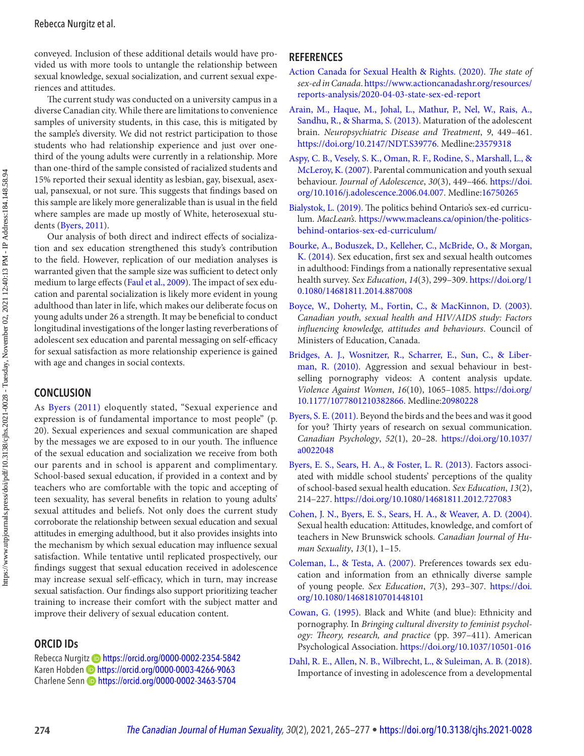conveyed. Inclusion of these additional details would have provided us with more tools to untangle the relationship between sexual knowledge, sexual socialization, and current sexual experiences and attitudes.

The current study was conducted on a university campus in a diverse Canadian city. While there are limitations to convenience samples of university students, in this case, this is mitigated by the sample's diversity. We did not restrict participation to those students who had relationship experience and just over one-third of the young adults were currently in a relationship. More than one-third of the sample consisted of racialized students and 15% reported their sexual identity as lesbian, gay, bisexual, asexual, pansexual, or not sure. This suggests that findings based on this sample are likely more generalizable than is usual in the field where samples are made up mostly of White, heterosexual students (Byers, 2011).

Our analysis of both direct and indirect effects of socialization and sex education strengthened this study's contribution to the field. However, replication of our mediation analyses is warranted given that the sample size was sufficient to detect only medium to large effects (Faul et al., 2009). The impact of sex education and parental socialization is likely more evident in young adulthood than later in life, which makes our deliberate focus on young adults under 26 a strength. It may be beneficial to conduct longitudinal investigations of the longer lasting reverberations of adolescent sex education and parental messaging on self-efficacy for sexual satisfaction as more relationship experience is gained with age and changes in social contexts.

## CONCLUSION

As Byers (2011) eloquently stated, "Sexual experience and expression is of fundamental importance to most people" (p. 20). Sexual experiences and sexual communication are shaped by the messages we are exposed to in our youth. The influence of the sexual education and socialization we receive from both our parents and in school is apparent and complimentary. School-based sexual education, if provided in a context and by teachers who are comfortable with the topic and accepting of teen sexuality, has several benefits in relation to young adults' sexual attitudes and beliefs. Not only does the current study corroborate the relationship between sexual education and sexual attitudes in emerging adulthood, but it also provides insights into the mechanism by which sexual education may influence sexual satisfaction. While tentative until replicated prospectively, our findings suggest that sexual education received in adolescence may increase sexual self-efficacy, which in turn, may increase sexual satisfaction. Our findings also support prioritizing teacher training to increase their comfort with the subject matter and improve their delivery of sexual education content.

## ORCID IDs

Rebecca Nurgitz https://orcid.org/0000-0002-2354-5842
Karen Hobden https://orcid.org/0000-0003-4266-9063
Charlene Senn https://orcid.org/0000-0002-3463-5704

## REFERENCES

Action Canada for Sexual Health & Rights. (2020). *The state of sex-ed in Canada*. https://www.actioncanadashr.org/resources/reports-analysis/2020-04-03-state-sex-ed-report

Arain, M., Haque, M., Johal, L., Mathur, P., Nel, W., Rais, A., Sandhu, R., & Sharma, S. (2013). Maturation of the adolescent brain. *Neuropsychiatric Disease and Treatment*, *9*, 449–461. https://doi.org/10.2147/NDT.S39776. Medline:23579318

Aspy, C. B., Vesely, S. K., Oman, R. F., Rodine, S., Marshall, L., & McLeroy, K. (2007). Parental communication and youth sexual behaviour. *Journal of Adolescence*, *30*(3), 449–466. https://doi.org/10.1016/j.adolescence.2006.04.007. Medline:16750265

Bialystok, L. (2019). The politics behind Ontario's sex-ed curriculum. *MacLean's*. https://www.macleans.ca/opinion/the-politics-behind-ontarios-sex-ed-curriculum/

Bourke, A., Boduszek, D., Kelleher, C., McBride, O., & Morgan, K. (2014). Sex education, first sex and sexual health outcomes in adulthood: Findings from a nationally representative sexual health survey. *Sex Education*, *14*(3), 299–309. https://doi.org/10.1080/14681811.2014.887008

Boyce, W., Doherty, M., Fortin, C., & MacKinnon, D. (2003). *Canadian youth, sexual health and HIV/AIDS study: Factors influencing knowledge, attitudes and behaviours*. Council of Ministers of Education, Canada.

Bridges, A. J., Wosnitzer, R., Scharrer, E., Sun, C., & Liberman, R. (2010). Aggression and sexual behaviour in best-selling pornography videos: A content analysis update. *Violence Against Women*, *16*(10), 1065–1085. https://doi.org/10.1177/1077801210382866. Medline:20980228

Byers, S. E. (2011). Beyond the birds and the bees and was it good for you? Thirty years of research on sexual communication. *Canadian Psychology*, *52*(1), 20–28. https://doi.org/10.1037/a0022048

Byers, E. S., Sears, H. A., & Foster, L. R. (2013). Factors associated with middle school students' perceptions of the quality of school-based sexual health education. *Sex Education*, *13*(2), 214–227. https://doi.org/10.1080/14681811.2012.727083

Cohen, J. N., Byers, E. S., Sears, H. A., & Weaver, A. D. (2004). Sexual health education: Attitudes, knowledge, and comfort of teachers in New Brunswick schools. *Canadian Journal of Human Sexuality*, *13*(1), 1–15.

Coleman, L., & Testa, A. (2007). Preferences towards sex education and information from an ethnically diverse sample of young people. *Sex Education*, *7*(3), 293–307. https://doi.org/10.1080/14681810701448101

Cowan, G. (1995). Black and White (and blue): Ethnicity and pornography. In *Bringing cultural diversity to feminist psychology: Theory, research, and practice* (pp. 397–411). American Psychological Association. https://doi.org/10.1037/10501-016

Dahl, R. E., Allen, N. B., Wilbrecht, L., & Suleiman, A. B. (2018). Importance of investing in adolescence from a developmental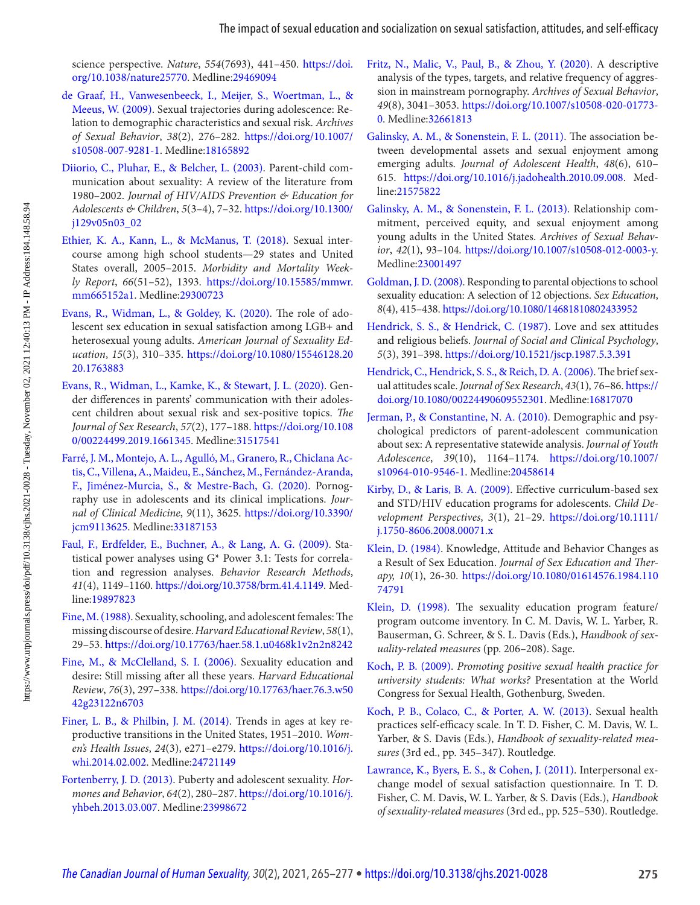science perspective. *Nature*, *554*(7693), 441–450. https://doi.org/10.1038/nature25770. Medline:29469094

de Graaf, H., Vanwesenbeeck, I., Meijer, S., Woertman, L., & Meeus, W. (2009). Sexual trajectories during adolescence: Relation to demographic characteristics and sexual risk. *Archives of Sexual Behavior*, *38*(2), 276–282. https://doi.org/10.1007/s10508-007-9281-1. Medline:18165892

Diiorio, C., Pluhar, E., & Belcher, L. (2003). Parent-child communication about sexuality: A review of the literature from 1980–2002. *Journal of HIV/AIDS Prevention & Education for Adolescents & Children*, *5*(3–4), 7–32. https://doi.org/10.1300/j129v05n03_02

Ethier, K. A., Kann, L., & McManus, T. (2018). Sexual intercourse among high school students—29 states and United States overall, 2005–2015. *Morbidity and Mortality Weekly Report*, *66*(51–52), 1393. https://doi.org/10.15585/mmwr.mm665152a1. Medline:29300723

Evans, R., Widman, L., & Goldey, K. (2020). The role of adolescent sex education in sexual satisfaction among LGB+ and heterosexual young adults. *American Journal of Sexuality Education*, *15*(3), 310–335. https://doi.org/10.1080/15546128.2020.1763883

Evans, R., Widman, L., Kamke, K., & Stewart, J. L. (2020). Gender differences in parents' communication with their adolescent children about sexual risk and sex-positive topics. *The Journal of Sex Research*, *57*(2), 177–188. https://doi.org/10.1080/00224499.2019.1661345. Medline:31517541

Farré, J. M., Montejo, A. L., Agulló, M., Granero, R., Chiclana Actis, C., Villena, A., Maideu, E., Sánchez, M., Fernández-Aranda, F., Jiménez-Murcia, S., & Mestre-Bach, G. (2020). Pornography use in adolescents and its clinical implications. *Journal of Clinical Medicine*, *9*(11), 3625. https://doi.org/10.3390/jcm9113625. Medline:33187153

Faul, F., Erdfelder, E., Buchner, A., & Lang, A. G. (2009). Statistical power analyses using G* Power 3.1: Tests for correlation and regression analyses. *Behavior Research Methods*, *41*(4), 1149–1160. https://doi.org/10.3758/brm.41.4.1149. Medline:19897823

Fine, M. (1988). Sexuality, schooling, and adolescent females: The missing discourse of desire. *Harvard Educational Review*, *58*(1), 29–53. https://doi.org/10.17763/haer.58.1.u0468k1v2n2n8242

Fine, M., & McClelland, S. I. (2006). Sexuality education and desire: Still missing after all these years. *Harvard Educational Review*, *76*(3), 297–338. https://doi.org/10.17763/haer.76.3.w5042g23122n6703

Finer, L. B., & Philbin, J. M. (2014). Trends in ages at key reproductive transitions in the United States, 1951–2010. *Women's Health Issues*, *24*(3), e271–e279. https://doi.org/10.1016/j.whi.2014.02.002. Medline:24721149

Fortenberry, J. D. (2013). Puberty and adolescent sexuality. *Hormones and Behavior*, *64*(2), 280–287. https://doi.org/10.1016/j.yhbeh.2013.03.007. Medline:23998672

Fritz, N., Malic, V., Paul, B., & Zhou, Y. (2020). A descriptive analysis of the types, targets, and relative frequency of aggression in mainstream pornography. *Archives of Sexual Behavior*, *49*(8), 3041–3053. https://doi.org/10.1007/s10508-020-01773-0. Medline:32661813

Galinsky, A. M., & Sonenstein, F. L. (2011). The association between developmental assets and sexual enjoyment among emerging adults. *Journal of Adolescent Health*, *48*(6), 610–615. https://doi.org/10.1016/j.jadohealth.2010.09.008. Medline:21575822

Galinsky, A. M., & Sonenstein, F. L. (2013). Relationship commitment, perceived equity, and sexual enjoyment among young adults in the United States. *Archives of Sexual Behavior*, *42*(1), 93–104. https://doi.org/10.1007/s10508-012-0003-y. Medline:23001497

Goldman, J. D. (2008). Responding to parental objections to school sexuality education: A selection of 12 objections. *Sex Education*, *8*(4), 415–438. https://doi.org/10.1080/14681810802433952

Hendrick, S. S., & Hendrick, C. (1987). Love and sex attitudes and religious beliefs. *Journal of Social and Clinical Psychology*, *5*(3), 391–398. https://doi.org/10.1521/jscp.1987.5.3.391

Hendrick, C., Hendrick, S. S., & Reich, D. A. (2006). The brief sexual attitudes scale. *Journal of Sex Research*, *43*(1), 76–86. https://doi.org/10.1080/00224490609552301. Medline:16817070

Jerman, P., & Constantine, N. A. (2010). Demographic and psychological predictors of parent-adolescent communication about sex: A representative statewide analysis. *Journal of Youth Adolescence*, *39*(10), 1164–1174. https://doi.org/10.1007/s10964-010-9546-1. Medline:20458614

Kirby, D., & Laris, B. A. (2009). Effective curriculum-based sex and STD/HIV education programs for adolescents. *Child Development Perspectives*, *3*(1), 21–29. https://doi.org/10.1111/j.1750-8606.2008.00071.x

Klein, D. (1984). Knowledge, Attitude and Behavior Changes as a Result of Sex Education. *Journal of Sex Education and Therapy*, *10*(1), 26-30. https://doi.org/10.1080/01614576.1984.11074791

Klein, D. (1998). The sexuality education program feature/program outcome inventory. In C. M. Davis, W. L. Yarber, R. Bauserman, G. Schreer, & S. L. Davis (Eds.), *Handbook of sexuality-related measures* (pp. 206–208). Sage.

Koch, P. B. (2009). *Promoting positive sexual health practice for university students: What works?* Presentation at the World Congress for Sexual Health, Gothenburg, Sweden.

Koch, P. B., Colaco, C., & Porter, A. W. (2013). Sexual health practices self-efficacy scale. In T. D. Fisher, C. M. Davis, W. L. Yarber, & S. Davis (Eds.), *Handbook of sexuality-related measures* (3rd ed., pp. 345–347). Routledge.

Lawrance, K., Byers, E. S., & Cohen, J. (2011). Interpersonal exchange model of sexual satisfaction questionnaire. In T. D. Fisher, C. M. Davis, W. L. Yarber, & S. Davis (Eds.), *Handbook of sexuality-related measures* (3rd ed., pp. 525–530). Routledge.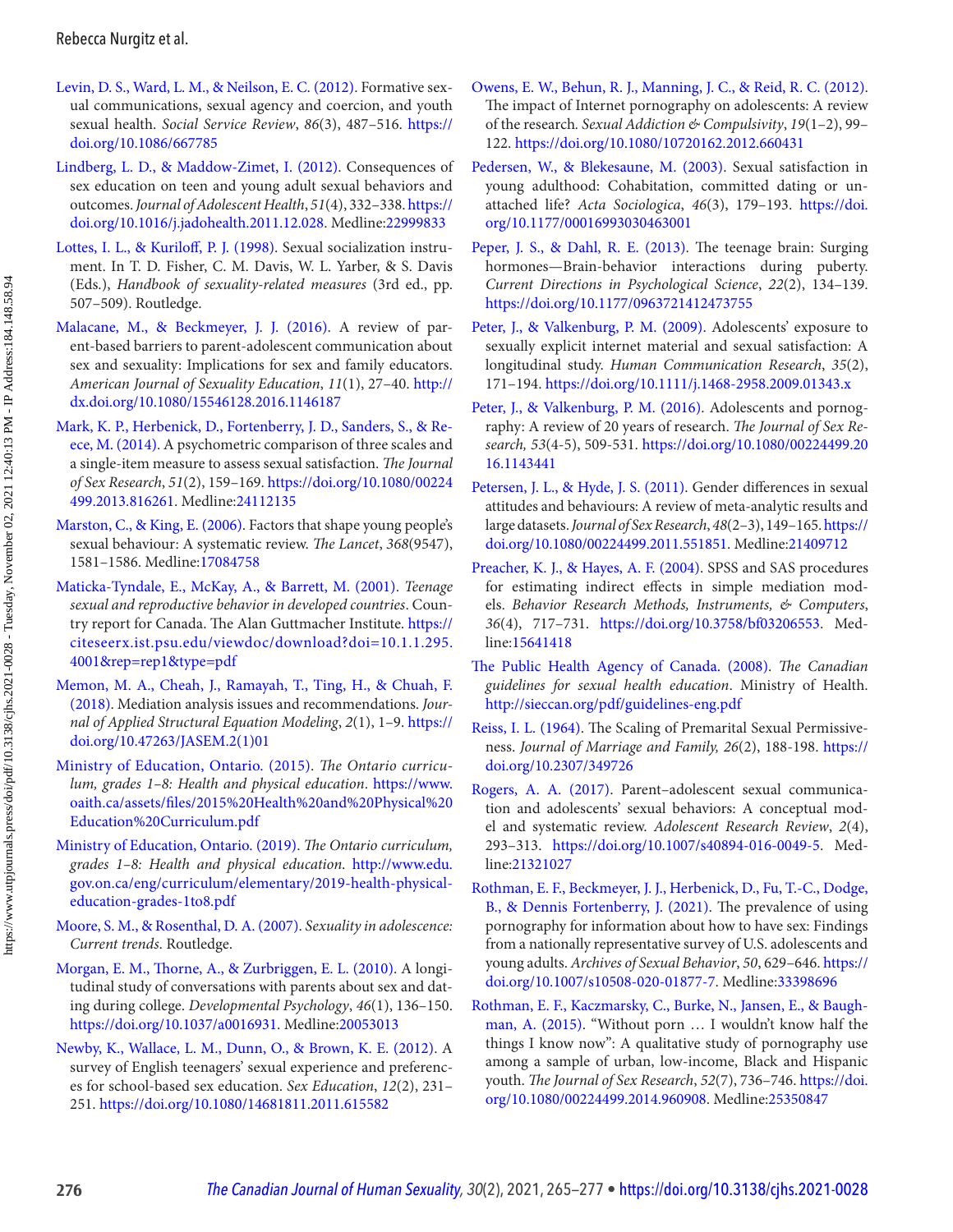Levin, D. S., Ward, L. M., & Neilson, E. C. (2012). Formative sexual communications, sexual agency and coercion, and youth sexual health. *Social Service Review*, *86*(3), 487–516. https://doi.org/10.1086/667785

Lindberg, L. D., & Maddow-Zimet, I. (2012). Consequences of sex education on teen and young adult sexual behaviors and outcomes. *Journal of Adolescent Health*, *51*(4), 332–338. https://doi.org/10.1016/j.jadohealth.2011.12.028. Medline:22999833

Lottes, I. L., & Kuriloff, P. J. (1998). Sexual socialization instrument. In T. D. Fisher, C. M. Davis, W. L. Yarber, & S. Davis (Eds.), *Handbook of sexuality-related measures* (3rd ed., pp. 507–509). Routledge.

Malacane, M., & Beckmeyer, J. J. (2016). A review of parent-based barriers to parent-adolescent communication about sex and sexuality: Implications for sex and family educators. *American Journal of Sexuality Education*, *11*(1), 27–40. http://dx.doi.org/10.1080/15546128.2016.1146187

Mark, K. P., Herbenick, D., Fortenberry, J. D., Sanders, S., & Reece, M. (2014). A psychometric comparison of three scales and a single-item measure to assess sexual satisfaction. *The Journal of Sex Research*, *51*(2), 159–169. https://doi.org/10.1080/00224499.2013.816261. Medline:24112135

Marston, C., & King, E. (2006). Factors that shape young people's sexual behaviour: A systematic review. *The Lancet*, *368*(9547), 1581–1586. Medline:17084758

Maticka-Tyndale, E., McKay, A., & Barrett, M. (2001). *Teenage sexual and reproductive behavior in developed countries*. Country report for Canada. The Alan Guttmacher Institute. https://citeseerx.ist.psu.edu/viewdoc/download?doi=10.1.1.295.4001&rep=rep1&type=pdf

Memon, M. A., Cheah, J., Ramayah, T., Ting, H., & Chuah, F. (2018). Mediation analysis issues and recommendations. *Journal of Applied Structural Equation Modeling*, *2*(1), 1–9. https://doi.org/10.47263/JASEM.2(1)01

Ministry of Education, Ontario. (2015). *The Ontario curriculum, grades 1–8: Health and physical education*. https://www.oaith.ca/assets/files/2015%20Health%20and%20Physical%20Education%20Curriculum.pdf

Ministry of Education, Ontario. (2019). *The Ontario curriculum, grades 1–8: Health and physical education*. http://www.edu.gov.on.ca/eng/curriculum/elementary/2019-health-physical-education-grades-1to8.pdf

Moore, S. M., & Rosenthal, D. A. (2007). *Sexuality in adolescence: Current trends*. Routledge.

Morgan, E. M., Thorne, A., & Zurbriggen, E. L. (2010). A longitudinal study of conversations with parents about sex and dating during college. *Developmental Psychology*, *46*(1), 136–150. https://doi.org/10.1037/a0016931. Medline:20053013

Newby, K., Wallace, L. M., Dunn, O., & Brown, K. E. (2012). A survey of English teenagers' sexual experience and preferences for school-based sex education. *Sex Education*, *12*(2), 231–251. https://doi.org/10.1080/14681811.2011.615582

Owens, E. W., Behun, R. J., Manning, J. C., & Reid, R. C. (2012). The impact of Internet pornography on adolescents: A review of the research. *Sexual Addiction & Compulsivity*, *19*(1–2), 99–122. https://doi.org/10.1080/10720162.2012.660431

Pedersen, W., & Blekesaune, M. (2003). Sexual satisfaction in young adulthood: Cohabitation, committed dating or unattached life? *Acta Sociologica*, *46*(3), 179–193. https://doi.org/10.1177/00016993030463001

Peper, J. S., & Dahl, R. E. (2013). The teenage brain: Surging hormones—Brain-behavior interactions during puberty. *Current Directions in Psychological Science*, *22*(2), 134–139. https://doi.org/10.1177/0963721412473755

Peter, J., & Valkenburg, P. M. (2009). Adolescents' exposure to sexually explicit internet material and sexual satisfaction: A longitudinal study. *Human Communication Research*, *35*(2), 171–194. https://doi.org/10.1111/j.1468-2958.2009.01343.x

Peter, J., & Valkenburg, P. M. (2016). Adolescents and pornography: A review of 20 years of research. *The Journal of Sex Research, 53*(4-5), 509-531. https://doi.org/10.1080/00224499.2016.1143441

Petersen, J. L., & Hyde, J. S. (2011). Gender differences in sexual attitudes and behaviours: A review of meta-analytic results and large datasets. *Journal of Sex Research*, *48*(2–3), 149–165. https://doi.org/10.1080/00224499.2011.551851. Medline:21409712

Preacher, K. J., & Hayes, A. F. (2004). SPSS and SAS procedures for estimating indirect effects in simple mediation models. *Behavior Research Methods, Instruments, & Computers*, *36*(4), 717–731. https://doi.org/10.3758/bf03206553. Medline:15641418

The Public Health Agency of Canada. (2008). *The Canadian guidelines for sexual health education*. Ministry of Health. http://sieccan.org/pdf/guidelines-eng.pdf

Reiss, I. L. (1964). The Scaling of Premarital Sexual Permissiveness. *Journal of Marriage and Family, 26*(2), 188-198. https://doi.org/10.2307/349726

Rogers, A. A. (2017). Parent–adolescent sexual communication and adolescents' sexual behaviors: A conceptual model and systematic review. *Adolescent Research Review*, *2*(4), 293–313. https://doi.org/10.1007/s40894-016-0049-5. Medline:21321027

Rothman, E. F., Beckmeyer, J. J., Herbenick, D., Fu, T.-C., Dodge, B., & Dennis Fortenberry, J. (2021). The prevalence of using pornography for information about how to have sex: Findings from a nationally representative survey of U.S. adolescents and young adults. *Archives of Sexual Behavior*, *50*, 629–646. https://doi.org/10.1007/s10508-020-01877-7. Medline:33398696

Rothman, E. F., Kaczmarsky, C., Burke, N., Jansen, E., & Baughman, A. (2015). "Without porn … I wouldn't know half the things I know now": A qualitative study of pornography use among a sample of urban, low-income, Black and Hispanic youth. *The Journal of Sex Research*, *52*(7), 736–746. https://doi.org/10.1080/00224499.2014.960908. Medline:25350847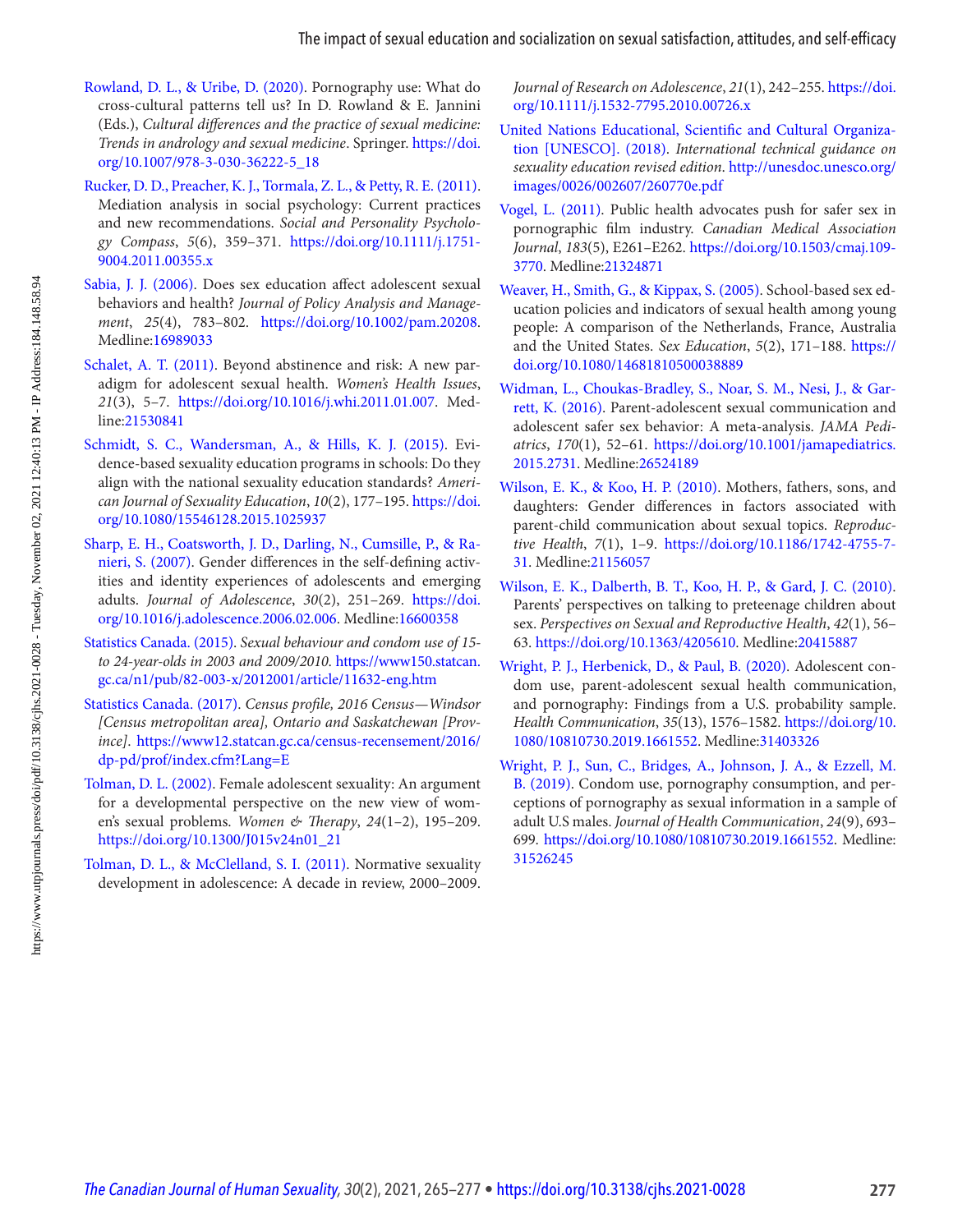Rowland, D. L., & Uribe, D. (2020). Pornography use: What do cross-cultural patterns tell us? In D. Rowland & E. Jannini (Eds.), *Cultural differences and the practice of sexual medicine: Trends in andrology and sexual medicine*. Springer. https://doi.org/10.1007/978-3-030-36222-5_18

Rucker, D. D., Preacher, K. J., Tormala, Z. L., & Petty, R. E. (2011). Mediation analysis in social psychology: Current practices and new recommendations. *Social and Personality Psychology Compass*, *5*(6), 359–371. https://doi.org/10.1111/j.1751-9004.2011.00355.x

Sabia, J. J. (2006). Does sex education affect adolescent sexual behaviors and health? *Journal of Policy Analysis and Management*, *25*(4), 783–802. https://doi.org/10.1002/pam.20208. Medline:16989033

Schalet, A. T. (2011). Beyond abstinence and risk: A new paradigm for adolescent sexual health. *Women's Health Issues*, *21*(3), 5–7. https://doi.org/10.1016/j.whi.2011.01.007. Medline:21530841

Schmidt, S. C., Wandersman, A., & Hills, K. J. (2015). Evidence-based sexuality education programs in schools: Do they align with the national sexuality education standards? *American Journal of Sexuality Education*, *10*(2), 177–195. https://doi.org/10.1080/15546128.2015.1025937

Sharp, E. H., Coatsworth, J. D., Darling, N., Cumsille, P., & Ranieri, S. (2007). Gender differences in the self-defining activities and identity experiences of adolescents and emerging adults. *Journal of Adolescence*, *30*(2), 251–269. https://doi.org/10.1016/j.adolescence.2006.02.006. Medline:16600358

Statistics Canada. (2015). *Sexual behaviour and condom use of 15- to 24-year-olds in 2003 and 2009/2010*. https://www150.statcan.gc.ca/n1/pub/82-003-x/2012001/article/11632-eng.htm

Statistics Canada. (2017). *Census profile, 2016 Census—Windsor [Census metropolitan area], Ontario and Saskatchewan [Province]*. https://www12.statcan.gc.ca/census-recensement/2016/dp-pd/prof/index.cfm?Lang=E

Tolman, D. L. (2002). Female adolescent sexuality: An argument for a developmental perspective on the new view of women's sexual problems. *Women & Therapy*, *24*(1–2), 195–209. https://doi.org/10.1300/J015v24n01_21

Tolman, D. L., & McClelland, S. I. (2011). Normative sexuality development in adolescence: A decade in review, 2000–2009. *Journal of Research on Adolescence*, *21*(1), 242–255. https://doi.org/10.1111/j.1532-7795.2010.00726.x

United Nations Educational, Scientific and Cultural Organization [UNESCO]. (2018). *International technical guidance on sexuality education revised edition*. http://unesdoc.unesco.org/images/0026/002607/260770e.pdf

Vogel, L. (2011). Public health advocates push for safer sex in pornographic film industry. *Canadian Medical Association Journal*, *183*(5), E261–E262. https://doi.org/10.1503/cmaj.109-3770. Medline:21324871

Weaver, H., Smith, G., & Kippax, S. (2005). School-based sex education policies and indicators of sexual health among young people: A comparison of the Netherlands, France, Australia and the United States. *Sex Education*, *5*(2), 171–188. https://doi.org/10.1080/14681810500038889

Widman, L., Choukas-Bradley, S., Noar, S. M., Nesi, J., & Garrett, K. (2016). Parent-adolescent sexual communication and adolescent safer sex behavior: A meta-analysis. *JAMA Pediatrics*, *170*(1), 52–61. https://doi.org/10.1001/jamapediatrics.2015.2731. Medline:26524189

Wilson, E. K., & Koo, H. P. (2010). Mothers, fathers, sons, and daughters: Gender differences in factors associated with parent-child communication about sexual topics. *Reproductive Health*, *7*(1), 1–9. https://doi.org/10.1186/1742-4755-7-31. Medline:21156057

Wilson, E. K., Dalberth, B. T., Koo, H. P., & Gard, J. C. (2010). Parents' perspectives on talking to preteenage children about sex. *Perspectives on Sexual and Reproductive Health*, *42*(1), 56–63. https://doi.org/10.1363/4205610. Medline:20415887

Wright, P. J., Herbenick, D., & Paul, B. (2020). Adolescent condom use, parent-adolescent sexual health communication, and pornography: Findings from a U.S. probability sample. *Health Communication*, *35*(13), 1576–1582. https://doi.org/10.1080/10810730.2019.1661552. Medline:31403326

Wright, P. J., Sun, C., Bridges, A., Johnson, J. A., & Ezzell, M. B. (2019). Condom use, pornography consumption, and perceptions of pornography as sexual information in a sample of adult U.S males. *Journal of Health Communication*, *24*(9), 693–699. https://doi.org/10.1080/10810730.2019.1661552. Medline: 31526245